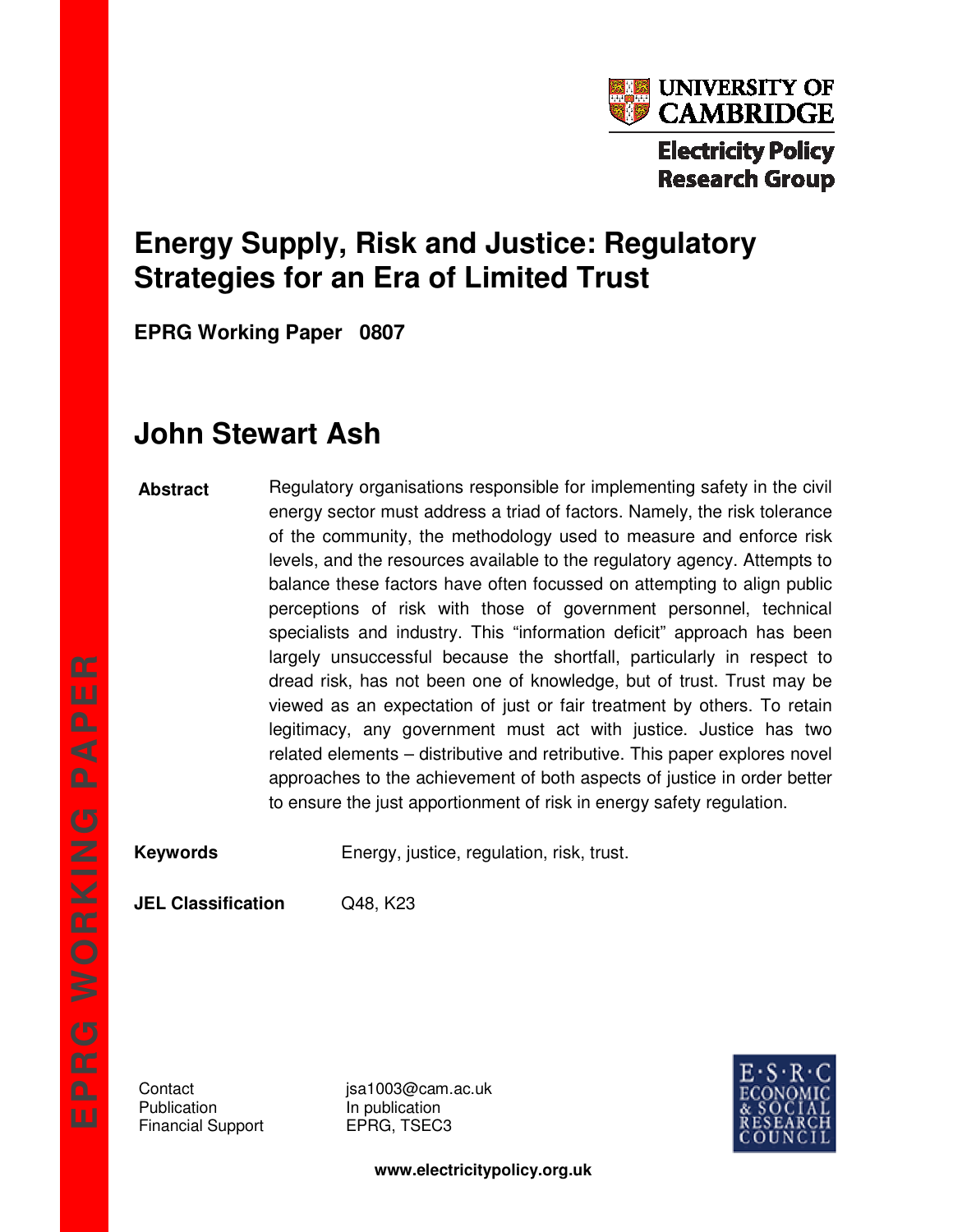UNIVERSITY OF CAMBRIDGE

Electricity Policy Research Group

# Energy Supply, Risk and Justice: Regulatory Strategies for an Era of Limited Trust

**EPRG Working Paper 0807**

## John Stewart Ash

**Abstract** Regulatory organisations responsible for implementing safety in the civil energy sector must address a triad of factors. Namely, the risk tolerance of the community, the methodology used to measure and enforce risk levels, and the resources available to the regulatory agency. Attempts to balance these factors have often focussed on attempting to align public perceptions of risk with those of government personnel, technical specialists and industry. This "information deficit" approach has been largely unsuccessful because the shortfall, particularly in respect to dread risk, has not been one of knowledge, but of trust. Trust may be viewed as an expectation of just or fair treatment by others. To retain legitimacy, any government must act with justice. Justice has two related elements – distributive and retributive. This paper explores novel approaches to the achievement of both aspects of justice in order better to ensure the just apportionment of risk in energy safety regulation.

**Keywords** Energy, justice, regulation, risk, trust.

**JEL Classification** Q48, K23

Contact jsa1003@cam.ac.uk
Publication In publication
Financial Support EPRG, TSEC3

E·S·R·C ECONOMIC & SOCIAL RESEARCH COUNCIL

**www.electricitypolicy.org.uk**

EPRG WORKING PAPER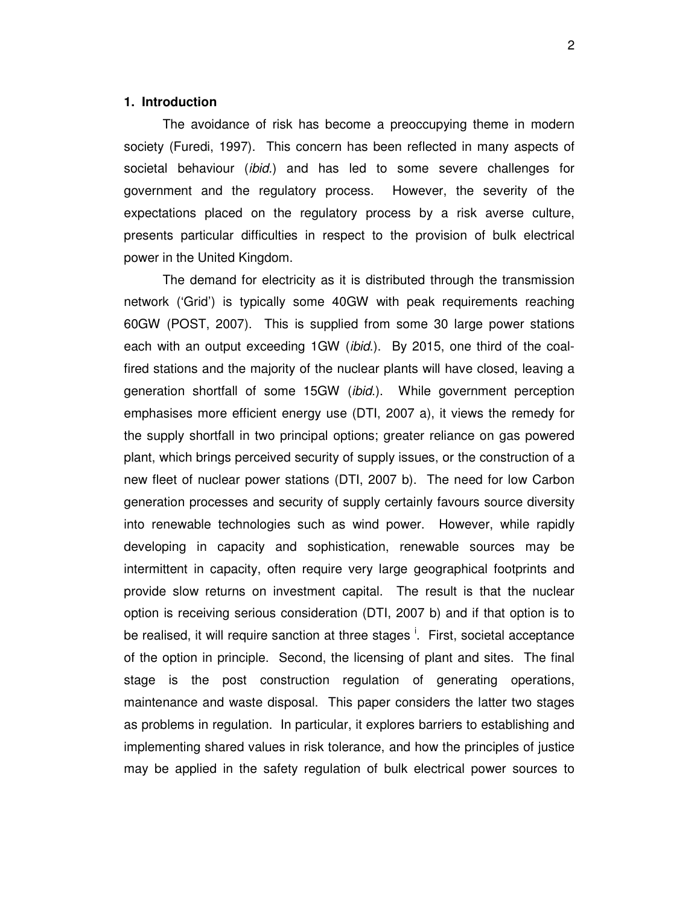## 1. Introduction

The avoidance of risk has become a preoccupying theme in modern society (Furedi, 1997). This concern has been reflected in many aspects of societal behaviour (*ibid.*) and has led to some severe challenges for government and the regulatory process. However, the severity of the expectations placed on the regulatory process by a risk averse culture, presents particular difficulties in respect to the provision of bulk electrical power in the United Kingdom.

The demand for electricity as it is distributed through the transmission network ('Grid') is typically some 40GW with peak requirements reaching 60GW (POST, 2007). This is supplied from some 30 large power stations each with an output exceeding 1GW (*ibid.*). By 2015, one third of the coal-fired stations and the majority of the nuclear plants will have closed, leaving a generation shortfall of some 15GW (*ibid.*). While government perception emphasises more efficient energy use (DTI, 2007 a), it views the remedy for the supply shortfall in two principal options; greater reliance on gas powered plant, which brings perceived security of supply issues, or the construction of a new fleet of nuclear power stations (DTI, 2007 b). The need for low Carbon generation processes and security of supply certainly favours source diversity into renewable technologies such as wind power. However, while rapidly developing in capacity and sophistication, renewable sources may be intermittent in capacity, often require very large geographical footprints and provide slow returns on investment capital. The result is that the nuclear option is receiving serious consideration (DTI, 2007 b) and if that option is to be realised, it will require sanction at three stages [i]. First, societal acceptance of the option in principle. Second, the licensing of plant and sites. The final stage is the post construction regulation of generating operations, maintenance and waste disposal. This paper considers the latter two stages as problems in regulation. In particular, it explores barriers to establishing and implementing shared values in risk tolerance, and how the principles of justice may be applied in the safety regulation of bulk electrical power sources to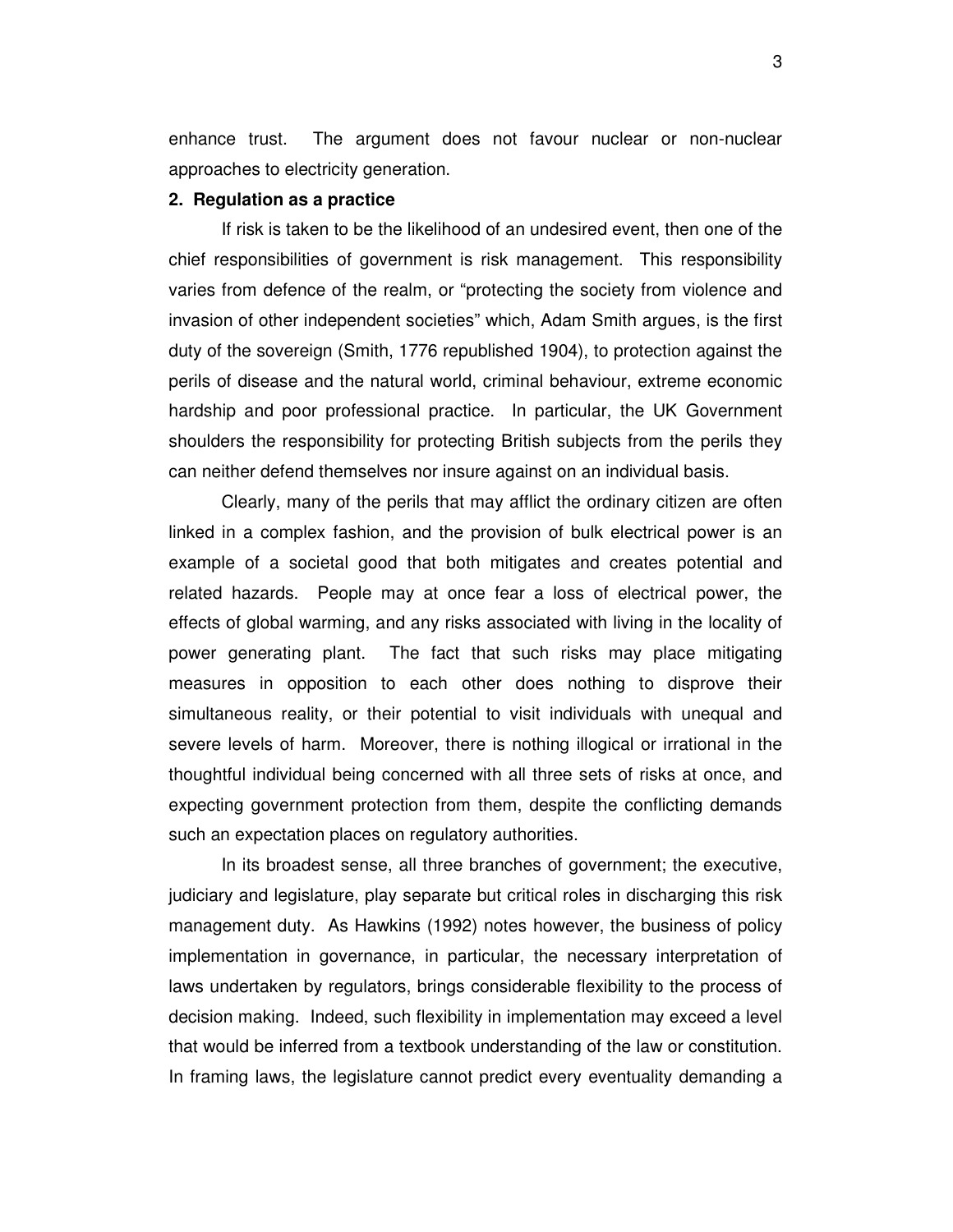enhance trust. The argument does not favour nuclear or non-nuclear approaches to electricity generation.

**2. Regulation as a practice**

If risk is taken to be the likelihood of an undesired event, then one of the chief responsibilities of government is risk management. This responsibility varies from defence of the realm, or "protecting the society from violence and invasion of other independent societies" which, Adam Smith argues, is the first duty of the sovereign (Smith, 1776 republished 1904), to protection against the perils of disease and the natural world, criminal behaviour, extreme economic hardship and poor professional practice. In particular, the UK Government shoulders the responsibility for protecting British subjects from the perils they can neither defend themselves nor insure against on an individual basis.

Clearly, many of the perils that may afflict the ordinary citizen are often linked in a complex fashion, and the provision of bulk electrical power is an example of a societal good that both mitigates and creates potential and related hazards. People may at once fear a loss of electrical power, the effects of global warming, and any risks associated with living in the locality of power generating plant. The fact that such risks may place mitigating measures in opposition to each other does nothing to disprove their simultaneous reality, or their potential to visit individuals with unequal and severe levels of harm. Moreover, there is nothing illogical or irrational in the thoughtful individual being concerned with all three sets of risks at once, and expecting government protection from them, despite the conflicting demands such an expectation places on regulatory authorities.

In its broadest sense, all three branches of government; the executive, judiciary and legislature, play separate but critical roles in discharging this risk management duty. As Hawkins (1992) notes however, the business of policy implementation in governance, in particular, the necessary interpretation of laws undertaken by regulators, brings considerable flexibility to the process of decision making. Indeed, such flexibility in implementation may exceed a level that would be inferred from a textbook understanding of the law or constitution. In framing laws, the legislature cannot predict every eventuality demanding a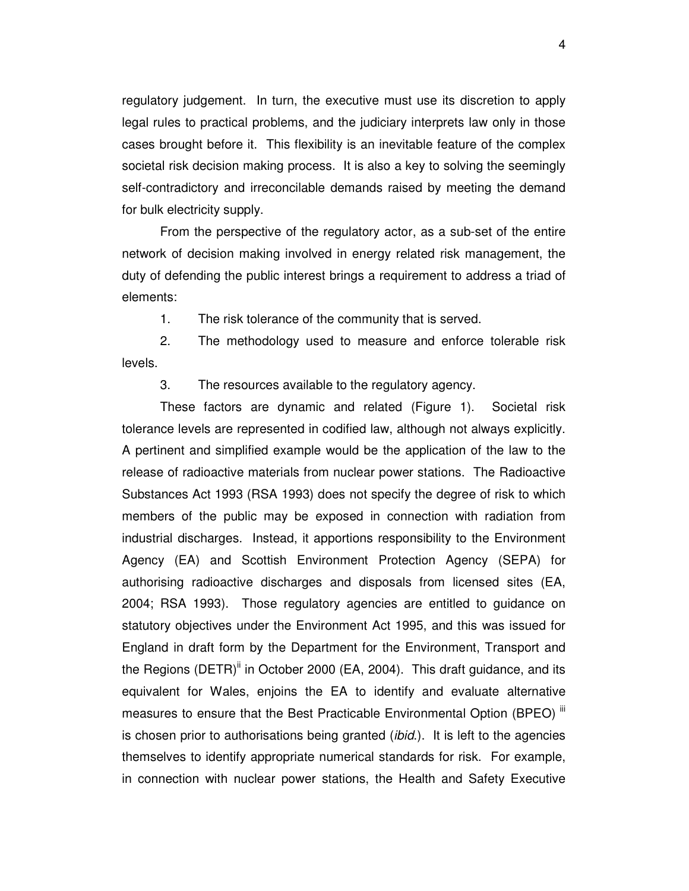regulatory judgement. In turn, the executive must use its discretion to apply legal rules to practical problems, and the judiciary interprets law only in those cases brought before it. This flexibility is an inevitable feature of the complex societal risk decision making process. It is also a key to solving the seemingly self-contradictory and irreconcilable demands raised by meeting the demand for bulk electricity supply.

From the perspective of the regulatory actor, as a sub-set of the entire network of decision making involved in energy related risk management, the duty of defending the public interest brings a requirement to address a triad of elements:

1. The risk tolerance of the community that is served.
2. The methodology used to measure and enforce tolerable risk levels.
3. The resources available to the regulatory agency.

These factors are dynamic and related (Figure 1). Societal risk tolerance levels are represented in codified law, although not always explicitly. A pertinent and simplified example would be the application of the law to the release of radioactive materials from nuclear power stations. The Radioactive Substances Act 1993 (RSA 1993) does not specify the degree of risk to which members of the public may be exposed in connection with radiation from industrial discharges. Instead, it apportions responsibility to the Environment Agency (EA) and Scottish Environment Protection Agency (SEPA) for authorising radioactive discharges and disposals from licensed sites (EA, 2004; RSA 1993). Those regulatory agencies are entitled to guidance on statutory objectives under the Environment Act 1995, and this was issued for England in draft form by the Department for the Environment, Transport and the Regions (DETR)[ii] in October 2000 (EA, 2004). This draft guidance, and its equivalent for Wales, enjoins the EA to identify and evaluate alternative measures to ensure that the Best Practicable Environmental Option (BPEO) [iii] is chosen prior to authorisations being granted (*ibid.*). It is left to the agencies themselves to identify appropriate numerical standards for risk. For example, in connection with nuclear power stations, the Health and Safety Executive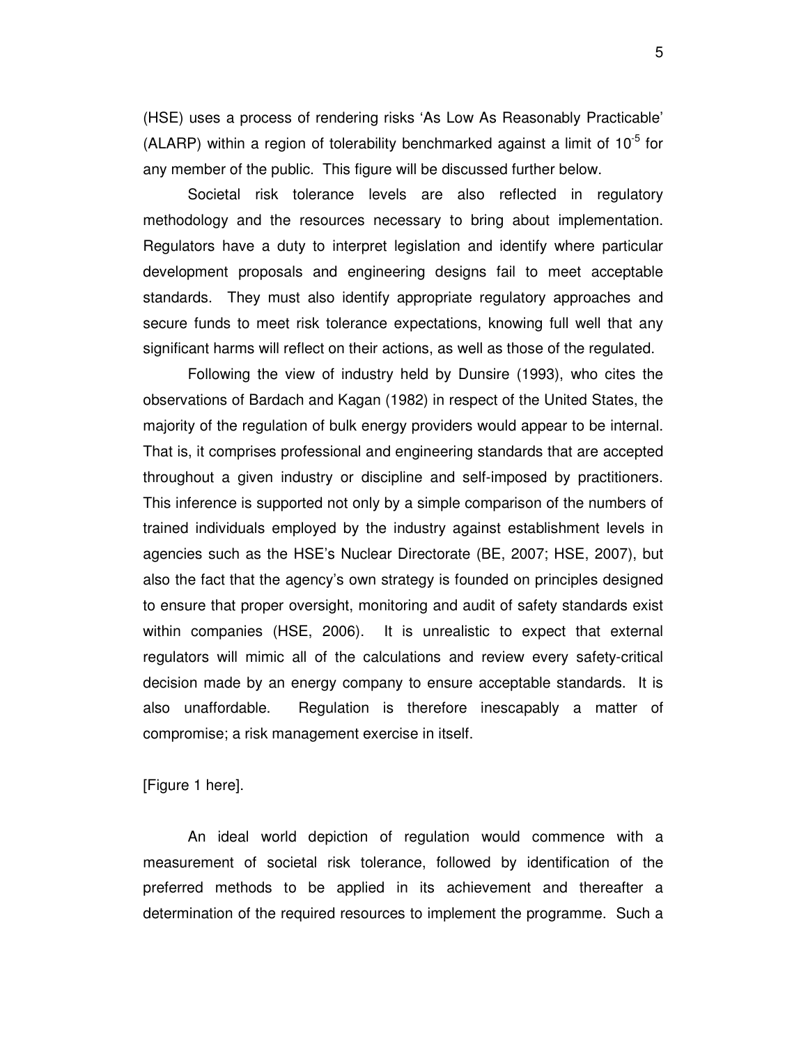(HSE) uses a process of rendering risks 'As Low As Reasonably Practicable' (ALARP) within a region of tolerability benchmarked against a limit of $10^{-5}$ for any member of the public. This figure will be discussed further below.

Societal risk tolerance levels are also reflected in regulatory methodology and the resources necessary to bring about implementation. Regulators have a duty to interpret legislation and identify where particular development proposals and engineering designs fail to meet acceptable standards. They must also identify appropriate regulatory approaches and secure funds to meet risk tolerance expectations, knowing full well that any significant harms will reflect on their actions, as well as those of the regulated.

Following the view of industry held by Dunsire (1993), who cites the observations of Bardach and Kagan (1982) in respect of the United States, the majority of the regulation of bulk energy providers would appear to be internal. That is, it comprises professional and engineering standards that are accepted throughout a given industry or discipline and self-imposed by practitioners. This inference is supported not only by a simple comparison of the numbers of trained individuals employed by the industry against establishment levels in agencies such as the HSE's Nuclear Directorate (BE, 2007; HSE, 2007), but also the fact that the agency's own strategy is founded on principles designed to ensure that proper oversight, monitoring and audit of safety standards exist within companies (HSE, 2006). It is unrealistic to expect that external regulators will mimic all of the calculations and review every safety-critical decision made by an energy company to ensure acceptable standards. It is also unaffordable. Regulation is therefore inescapably a matter of compromise; a risk management exercise in itself.

[Figure 1 here].

An ideal world depiction of regulation would commence with a measurement of societal risk tolerance, followed by identification of the preferred methods to be applied in its achievement and thereafter a determination of the required resources to implement the programme. Such a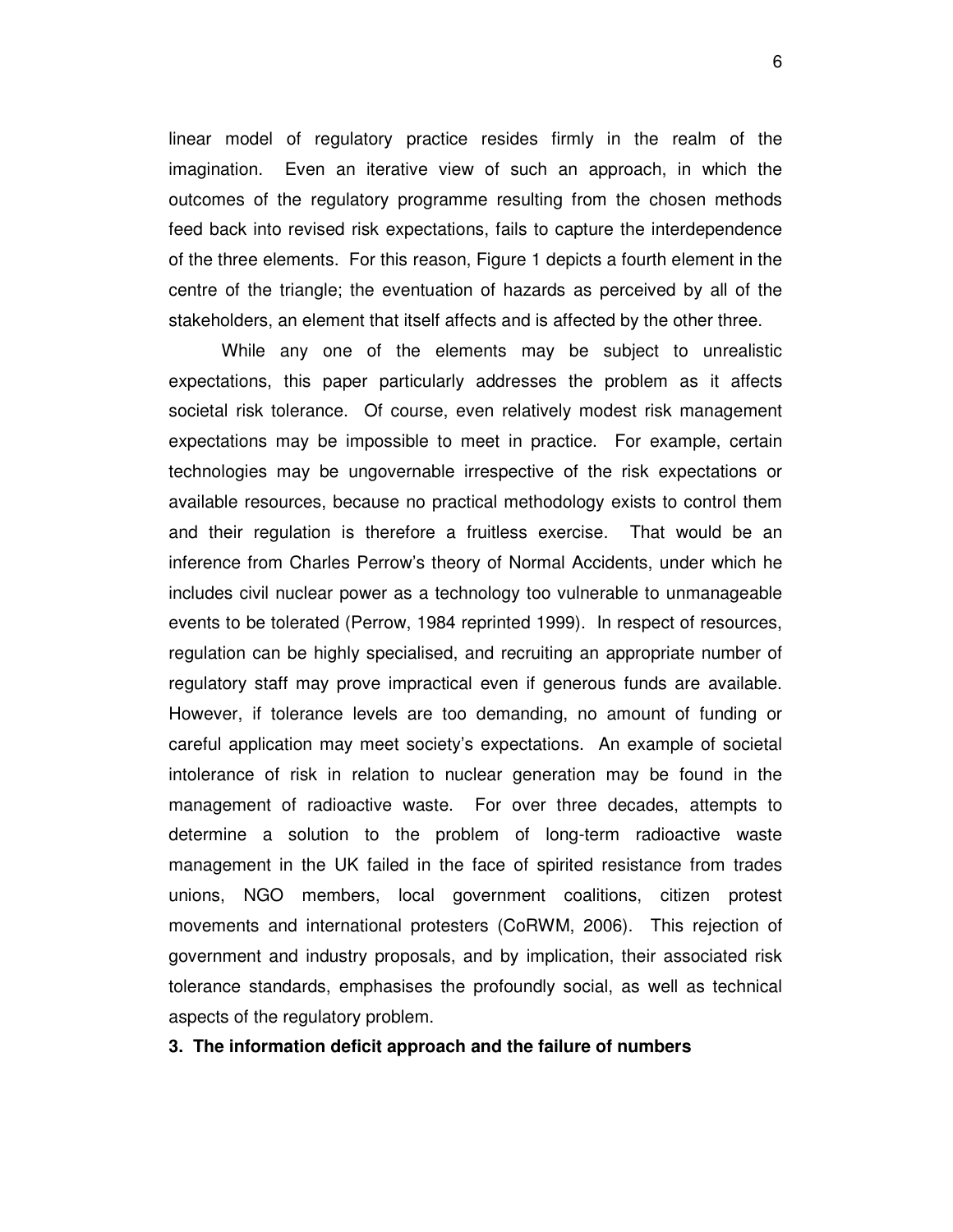linear model of regulatory practice resides firmly in the realm of the imagination. Even an iterative view of such an approach, in which the outcomes of the regulatory programme resulting from the chosen methods feed back into revised risk expectations, fails to capture the interdependence of the three elements. For this reason, Figure 1 depicts a fourth element in the centre of the triangle; the eventuation of hazards as perceived by all of the stakeholders, an element that itself affects and is affected by the other three.

While any one of the elements may be subject to unrealistic expectations, this paper particularly addresses the problem as it affects societal risk tolerance. Of course, even relatively modest risk management expectations may be impossible to meet in practice. For example, certain technologies may be ungovernable irrespective of the risk expectations or available resources, because no practical methodology exists to control them and their regulation is therefore a fruitless exercise. That would be an inference from Charles Perrow's theory of Normal Accidents, under which he includes civil nuclear power as a technology too vulnerable to unmanageable events to be tolerated (Perrow, 1984 reprinted 1999). In respect of resources, regulation can be highly specialised, and recruiting an appropriate number of regulatory staff may prove impractical even if generous funds are available. However, if tolerance levels are too demanding, no amount of funding or careful application may meet society's expectations. An example of societal intolerance of risk in relation to nuclear generation may be found in the management of radioactive waste. For over three decades, attempts to determine a solution to the problem of long-term radioactive waste management in the UK failed in the face of spirited resistance from trades unions, NGO members, local government coalitions, citizen protest movements and international protesters (CoRWM, 2006). This rejection of government and industry proposals, and by implication, their associated risk tolerance standards, emphasises the profoundly social, as well as technical aspects of the regulatory problem.

## 3. The information deficit approach and the failure of numbers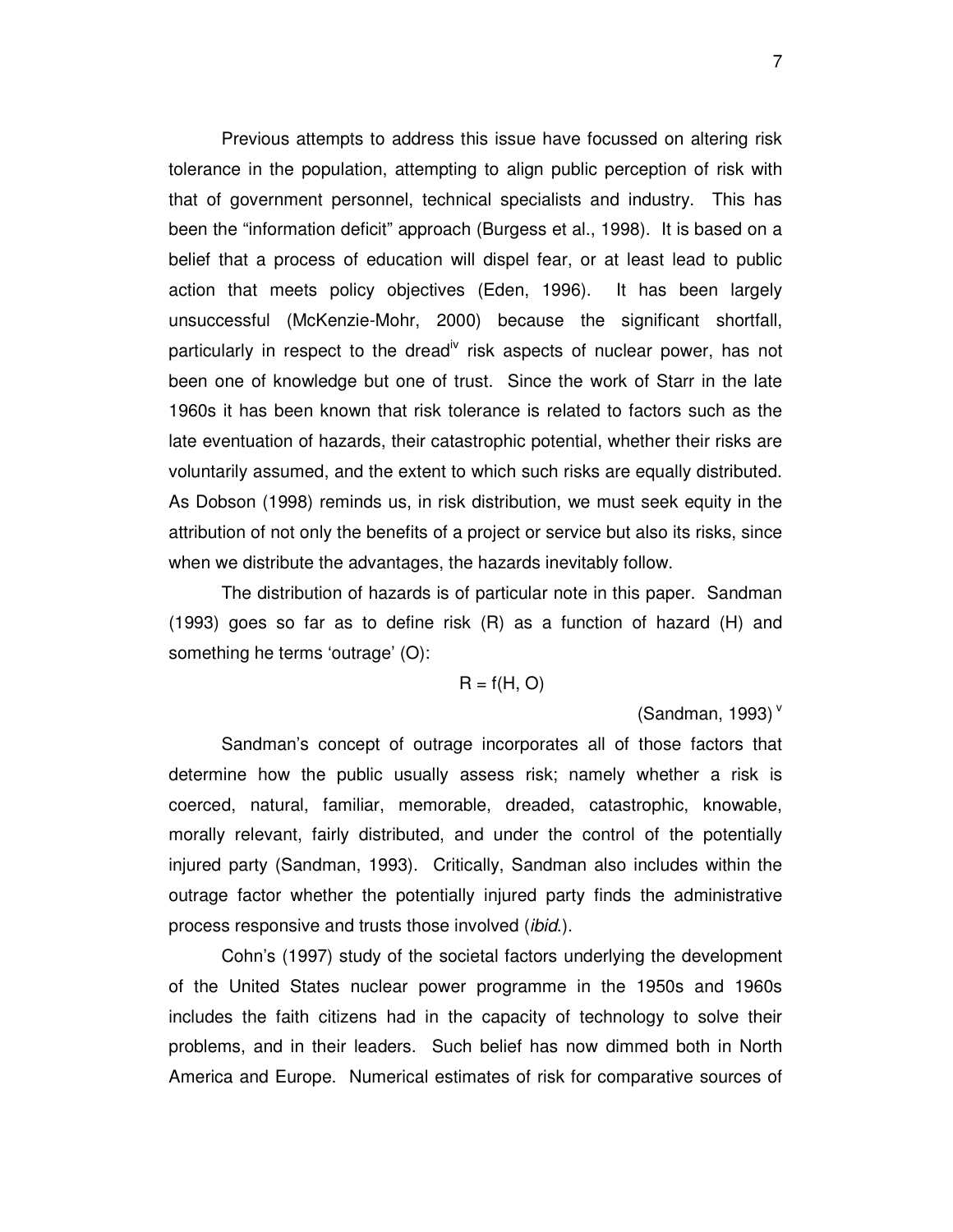Previous attempts to address this issue have focussed on altering risk tolerance in the population, attempting to align public perception of risk with that of government personnel, technical specialists and industry. This has been the "information deficit" approach (Burgess et al., 1998). It is based on a belief that a process of education will dispel fear, or at least lead to public action that meets policy objectives (Eden, 1996). It has been largely unsuccessful (McKenzie-Mohr, 2000) because the significant shortfall, particularly in respect to the dread[iv] risk aspects of nuclear power, has not been one of knowledge but one of trust. Since the work of Starr in the late 1960s it has been known that risk tolerance is related to factors such as the late eventuation of hazards, their catastrophic potential, whether their risks are voluntarily assumed, and the extent to which such risks are equally distributed. As Dobson (1998) reminds us, in risk distribution, we must seek equity in the attribution of not only the benefits of a project or service but also its risks, since when we distribute the advantages, the hazards inevitably follow.

The distribution of hazards is of particular note in this paper. Sandman (1993) goes so far as to define risk (R) as a function of hazard (H) and something he terms 'outrage' (O):

$$R = f(H, O)$$

(Sandman, 1993)[v]

Sandman's concept of outrage incorporates all of those factors that determine how the public usually assess risk; namely whether a risk is coerced, natural, familiar, memorable, dreaded, catastrophic, knowable, morally relevant, fairly distributed, and under the control of the potentially injured party (Sandman, 1993). Critically, Sandman also includes within the outrage factor whether the potentially injured party finds the administrative process responsive and trusts those involved (*ibid*.).

Cohn's (1997) study of the societal factors underlying the development of the United States nuclear power programme in the 1950s and 1960s includes the faith citizens had in the capacity of technology to solve their problems, and in their leaders. Such belief has now dimmed both in North America and Europe. Numerical estimates of risk for comparative sources of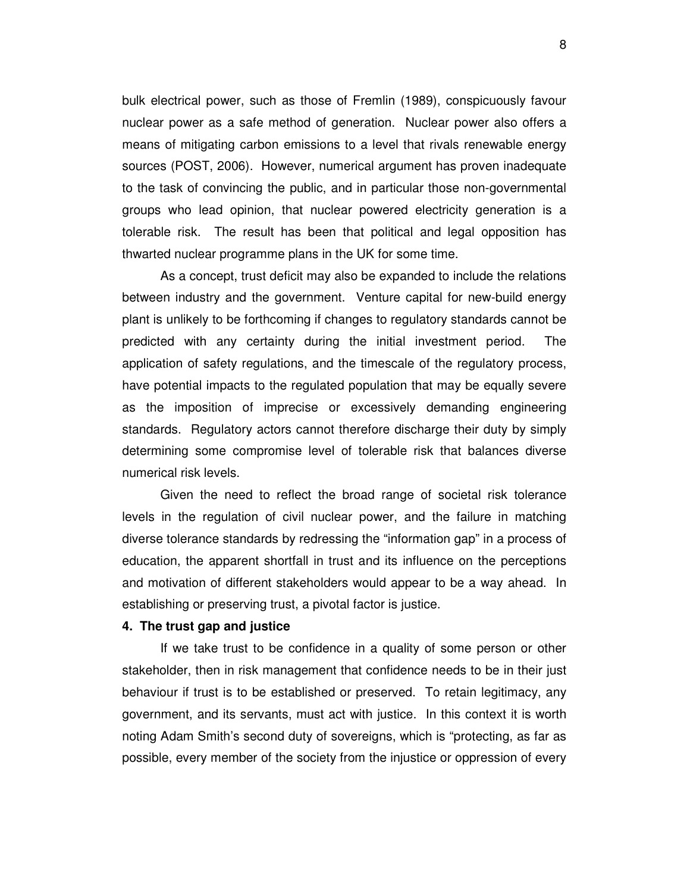bulk electrical power, such as those of Fremlin (1989), conspicuously favour nuclear power as a safe method of generation. Nuclear power also offers a means of mitigating carbon emissions to a level that rivals renewable energy sources (POST, 2006). However, numerical argument has proven inadequate to the task of convincing the public, and in particular those non-governmental groups who lead opinion, that nuclear powered electricity generation is a tolerable risk. The result has been that political and legal opposition has thwarted nuclear programme plans in the UK for some time.

As a concept, trust deficit may also be expanded to include the relations between industry and the government. Venture capital for new-build energy plant is unlikely to be forthcoming if changes to regulatory standards cannot be predicted with any certainty during the initial investment period. The application of safety regulations, and the timescale of the regulatory process, have potential impacts to the regulated population that may be equally severe as the imposition of imprecise or excessively demanding engineering standards. Regulatory actors cannot therefore discharge their duty by simply determining some compromise level of tolerable risk that balances diverse numerical risk levels.

Given the need to reflect the broad range of societal risk tolerance levels in the regulation of civil nuclear power, and the failure in matching diverse tolerance standards by redressing the "information gap" in a process of education, the apparent shortfall in trust and its influence on the perceptions and motivation of different stakeholders would appear to be a way ahead. In establishing or preserving trust, a pivotal factor is justice.

**4. The trust gap and justice**

If we take trust to be confidence in a quality of some person or other stakeholder, then in risk management that confidence needs to be in their just behaviour if trust is to be established or preserved. To retain legitimacy, any government, and its servants, must act with justice. In this context it is worth noting Adam Smith's second duty of sovereigns, which is "protecting, as far as possible, every member of the society from the injustice or oppression of every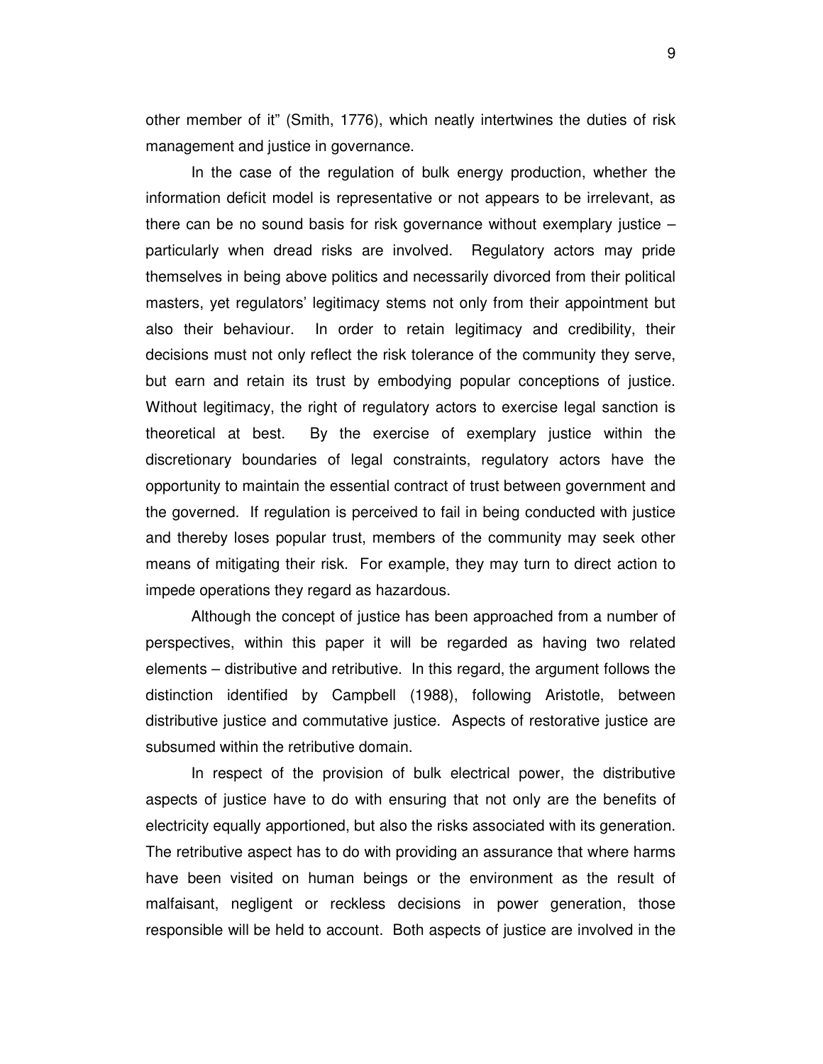other member of it" (Smith, 1776), which neatly intertwines the duties of risk management and justice in governance.

In the case of the regulation of bulk energy production, whether the information deficit model is representative or not appears to be irrelevant, as there can be no sound basis for risk governance without exemplary justice – particularly when dread risks are involved. Regulatory actors may pride themselves in being above politics and necessarily divorced from their political masters, yet regulators' legitimacy stems not only from their appointment but also their behaviour. In order to retain legitimacy and credibility, their decisions must not only reflect the risk tolerance of the community they serve, but earn and retain its trust by embodying popular conceptions of justice. Without legitimacy, the right of regulatory actors to exercise legal sanction is theoretical at best. By the exercise of exemplary justice within the discretionary boundaries of legal constraints, regulatory actors have the opportunity to maintain the essential contract of trust between government and the governed. If regulation is perceived to fail in being conducted with justice and thereby loses popular trust, members of the community may seek other means of mitigating their risk. For example, they may turn to direct action to impede operations they regard as hazardous.

Although the concept of justice has been approached from a number of perspectives, within this paper it will be regarded as having two related elements – distributive and retributive. In this regard, the argument follows the distinction identified by Campbell (1988), following Aristotle, between distributive justice and commutative justice. Aspects of restorative justice are subsumed within the retributive domain.

In respect of the provision of bulk electrical power, the distributive aspects of justice have to do with ensuring that not only are the benefits of electricity equally apportioned, but also the risks associated with its generation. The retributive aspect has to do with providing an assurance that where harms have been visited on human beings or the environment as the result of malfaisant, negligent or reckless decisions in power generation, those responsible will be held to account. Both aspects of justice are involved in the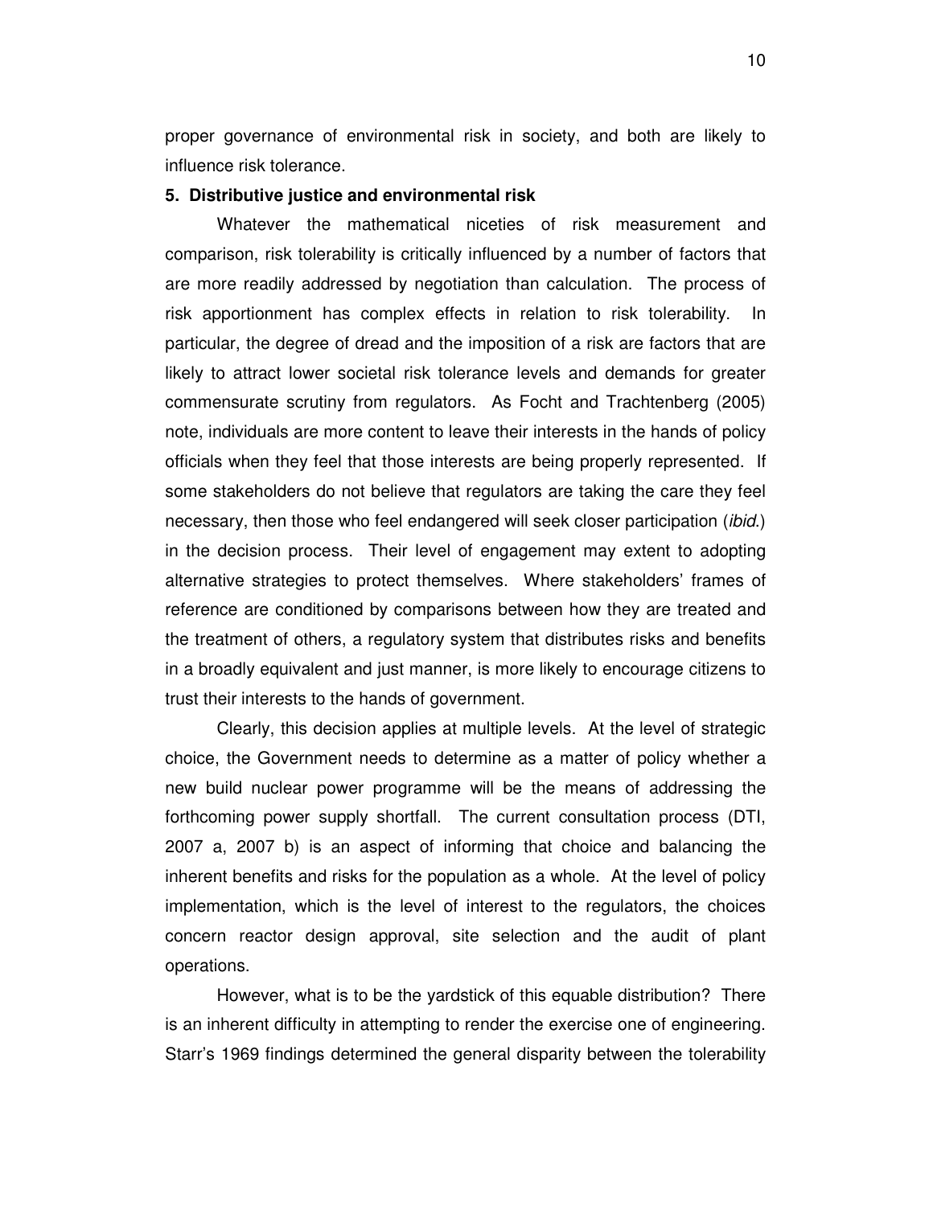proper governance of environmental risk in society, and both are likely to influence risk tolerance.

**5. Distributive justice and environmental risk**

Whatever the mathematical niceties of risk measurement and comparison, risk tolerability is critically influenced by a number of factors that are more readily addressed by negotiation than calculation. The process of risk apportionment has complex effects in relation to risk tolerability. In particular, the degree of dread and the imposition of a risk are factors that are likely to attract lower societal risk tolerance levels and demands for greater commensurate scrutiny from regulators. As Focht and Trachtenberg (2005) note, individuals are more content to leave their interests in the hands of policy officials when they feel that those interests are being properly represented. If some stakeholders do not believe that regulators are taking the care they feel necessary, then those who feel endangered will seek closer participation (*ibid.*) in the decision process. Their level of engagement may extent to adopting alternative strategies to protect themselves. Where stakeholders' frames of reference are conditioned by comparisons between how they are treated and the treatment of others, a regulatory system that distributes risks and benefits in a broadly equivalent and just manner, is more likely to encourage citizens to trust their interests to the hands of government.

Clearly, this decision applies at multiple levels. At the level of strategic choice, the Government needs to determine as a matter of policy whether a new build nuclear power programme will be the means of addressing the forthcoming power supply shortfall. The current consultation process (DTI, 2007 a, 2007 b) is an aspect of informing that choice and balancing the inherent benefits and risks for the population as a whole. At the level of policy implementation, which is the level of interest to the regulators, the choices concern reactor design approval, site selection and the audit of plant operations.

However, what is to be the yardstick of this equable distribution? There is an inherent difficulty in attempting to render the exercise one of engineering. Starr's 1969 findings determined the general disparity between the tolerability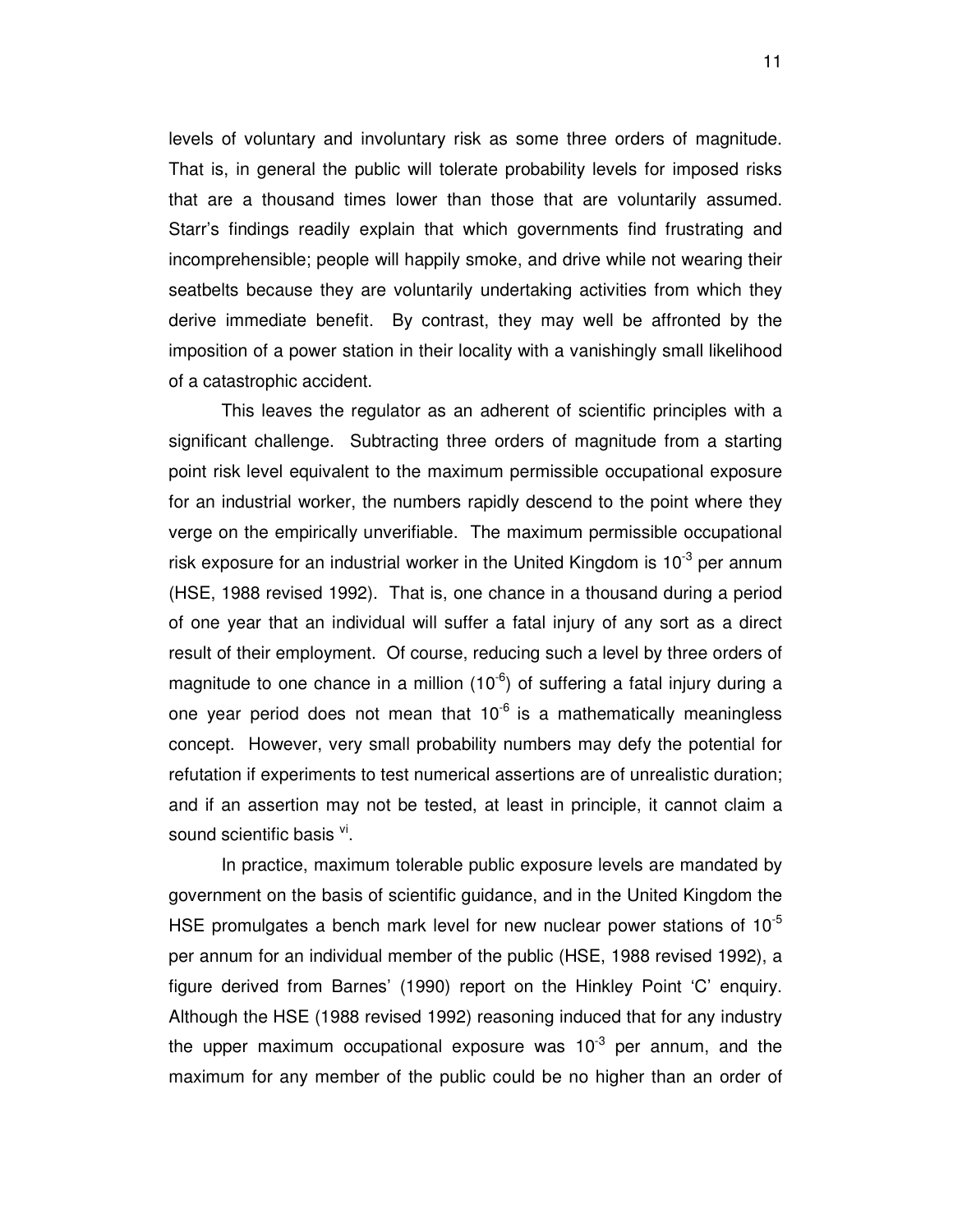levels of voluntary and involuntary risk as some three orders of magnitude. That is, in general the public will tolerate probability levels for imposed risks that are a thousand times lower than those that are voluntarily assumed. Starr's findings readily explain that which governments find frustrating and incomprehensible; people will happily smoke, and drive while not wearing their seatbelts because they are voluntarily undertaking activities from which they derive immediate benefit. By contrast, they may well be affronted by the imposition of a power station in their locality with a vanishingly small likelihood of a catastrophic accident.

This leaves the regulator as an adherent of scientific principles with a significant challenge. Subtracting three orders of magnitude from a starting point risk level equivalent to the maximum permissible occupational exposure for an industrial worker, the numbers rapidly descend to the point where they verge on the empirically unverifiable. The maximum permissible occupational risk exposure for an industrial worker in the United Kingdom is $10^{-3}$ per annum (HSE, 1988 revised 1992). That is, one chance in a thousand during a period of one year that an individual will suffer a fatal injury of any sort as a direct result of their employment. Of course, reducing such a level by three orders of magnitude to one chance in a million ($10^{-6}$) of suffering a fatal injury during a one year period does not mean that $10^{-6}$ is a mathematically meaningless concept. However, very small probability numbers may defy the potential for refutation if experiments to test numerical assertions are of unrealistic duration; and if an assertion may not be tested, at least in principle, it cannot claim a sound scientific basis [vi].

In practice, maximum tolerable public exposure levels are mandated by government on the basis of scientific guidance, and in the United Kingdom the HSE promulgates a bench mark level for new nuclear power stations of $10^{-5}$ per annum for an individual member of the public (HSE, 1988 revised 1992), a figure derived from Barnes' (1990) report on the Hinkley Point 'C' enquiry. Although the HSE (1988 revised 1992) reasoning induced that for any industry the upper maximum occupational exposure was $10^{-3}$ per annum, and the maximum for any member of the public could be no higher than an order of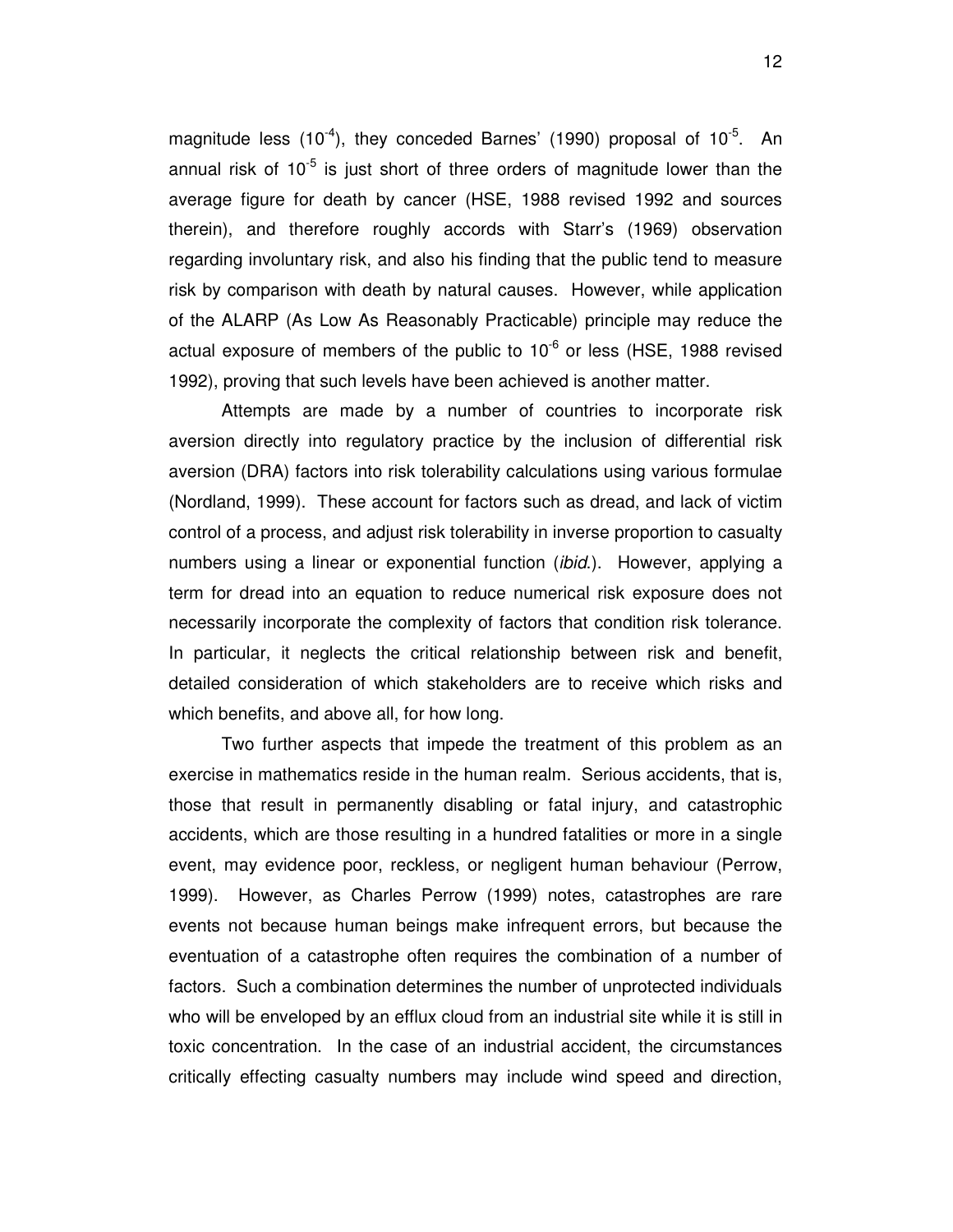magnitude less ($10^{-4}$), they conceded Barnes' (1990) proposal of $10^{-5}$. An annual risk of $10^{-5}$ is just short of three orders of magnitude lower than the average figure for death by cancer (HSE, 1988 revised 1992 and sources therein), and therefore roughly accords with Starr's (1969) observation regarding involuntary risk, and also his finding that the public tend to measure risk by comparison with death by natural causes. However, while application of the ALARP (As Low As Reasonably Practicable) principle may reduce the actual exposure of members of the public to $10^{-6}$ or less (HSE, 1988 revised 1992), proving that such levels have been achieved is another matter.

Attempts are made by a number of countries to incorporate risk aversion directly into regulatory practice by the inclusion of differential risk aversion (DRA) factors into risk tolerability calculations using various formulae (Nordland, 1999). These account for factors such as dread, and lack of victim control of a process, and adjust risk tolerability in inverse proportion to casualty numbers using a linear or exponential function (*ibid.*). However, applying a term for dread into an equation to reduce numerical risk exposure does not necessarily incorporate the complexity of factors that condition risk tolerance. In particular, it neglects the critical relationship between risk and benefit, detailed consideration of which stakeholders are to receive which risks and which benefits, and above all, for how long.

Two further aspects that impede the treatment of this problem as an exercise in mathematics reside in the human realm. Serious accidents, that is, those that result in permanently disabling or fatal injury, and catastrophic accidents, which are those resulting in a hundred fatalities or more in a single event, may evidence poor, reckless, or negligent human behaviour (Perrow, 1999). However, as Charles Perrow (1999) notes, catastrophes are rare events not because human beings make infrequent errors, but because the eventuation of a catastrophe often requires the combination of a number of factors. Such a combination determines the number of unprotected individuals who will be enveloped by an efflux cloud from an industrial site while it is still in toxic concentration. In the case of an industrial accident, the circumstances critically effecting casualty numbers may include wind speed and direction,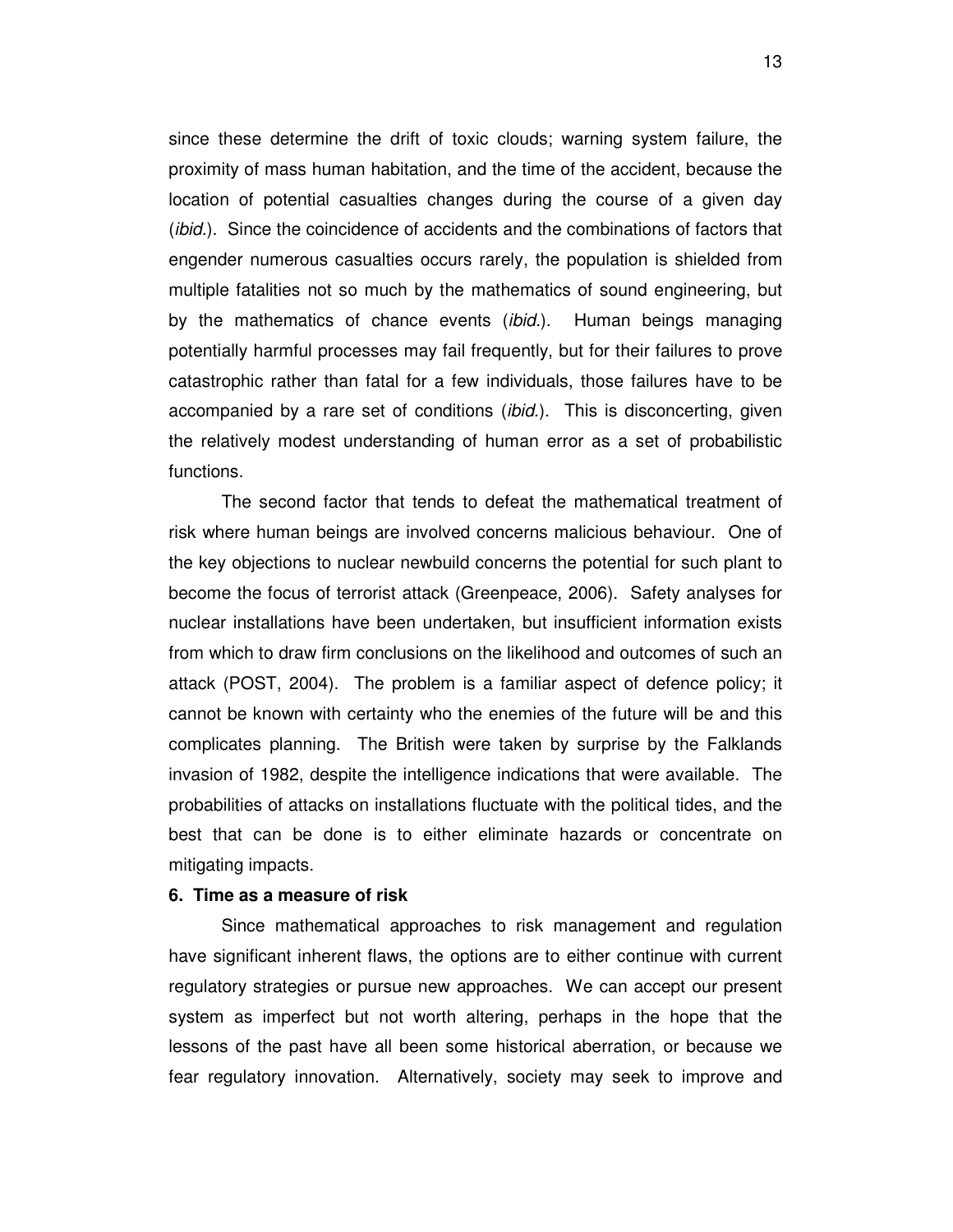since these determine the drift of toxic clouds; warning system failure, the proximity of mass human habitation, and the time of the accident, because the location of potential casualties changes during the course of a given day (*ibid.*). Since the coincidence of accidents and the combinations of factors that engender numerous casualties occurs rarely, the population is shielded from multiple fatalities not so much by the mathematics of sound engineering, but by the mathematics of chance events (*ibid.*). Human beings managing potentially harmful processes may fail frequently, but for their failures to prove catastrophic rather than fatal for a few individuals, those failures have to be accompanied by a rare set of conditions (*ibid.*). This is disconcerting, given the relatively modest understanding of human error as a set of probabilistic functions.

The second factor that tends to defeat the mathematical treatment of risk where human beings are involved concerns malicious behaviour. One of the key objections to nuclear newbuild concerns the potential for such plant to become the focus of terrorist attack (Greenpeace, 2006). Safety analyses for nuclear installations have been undertaken, but insufficient information exists from which to draw firm conclusions on the likelihood and outcomes of such an attack (POST, 2004). The problem is a familiar aspect of defence policy; it cannot be known with certainty who the enemies of the future will be and this complicates planning. The British were taken by surprise by the Falklands invasion of 1982, despite the intelligence indications that were available. The probabilities of attacks on installations fluctuate with the political tides, and the best that can be done is to either eliminate hazards or concentrate on mitigating impacts.

**6. Time as a measure of risk**

Since mathematical approaches to risk management and regulation have significant inherent flaws, the options are to either continue with current regulatory strategies or pursue new approaches. We can accept our present system as imperfect but not worth altering, perhaps in the hope that the lessons of the past have all been some historical aberration, or because we fear regulatory innovation. Alternatively, society may seek to improve and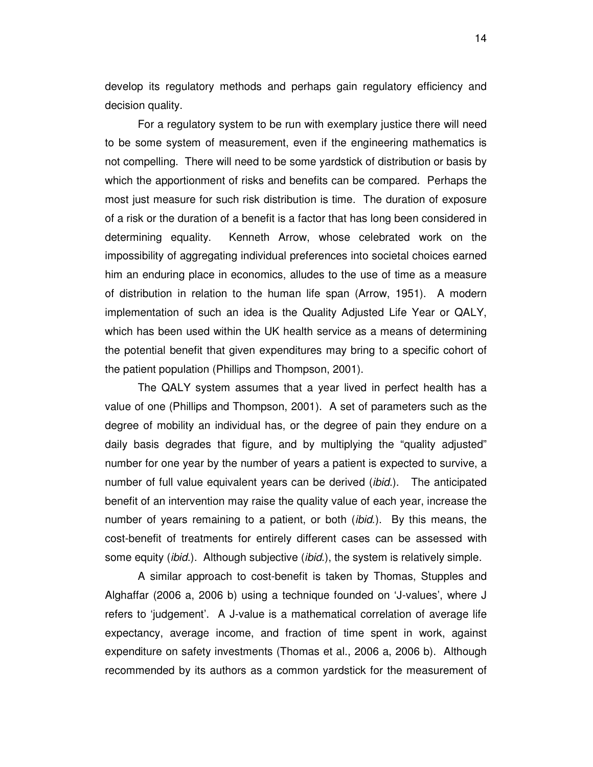develop its regulatory methods and perhaps gain regulatory efficiency and decision quality.

For a regulatory system to be run with exemplary justice there will need to be some system of measurement, even if the engineering mathematics is not compelling. There will need to be some yardstick of distribution or basis by which the apportionment of risks and benefits can be compared. Perhaps the most just measure for such risk distribution is time. The duration of exposure of a risk or the duration of a benefit is a factor that has long been considered in determining equality. Kenneth Arrow, whose celebrated work on the impossibility of aggregating individual preferences into societal choices earned him an enduring place in economics, alludes to the use of time as a measure of distribution in relation to the human life span (Arrow, 1951). A modern implementation of such an idea is the Quality Adjusted Life Year or QALY, which has been used within the UK health service as a means of determining the potential benefit that given expenditures may bring to a specific cohort of the patient population (Phillips and Thompson, 2001).

The QALY system assumes that a year lived in perfect health has a value of one (Phillips and Thompson, 2001). A set of parameters such as the degree of mobility an individual has, or the degree of pain they endure on a daily basis degrades that figure, and by multiplying the "quality adjusted" number for one year by the number of years a patient is expected to survive, a number of full value equivalent years can be derived (*ibid.*). The anticipated benefit of an intervention may raise the quality value of each year, increase the number of years remaining to a patient, or both (*ibid.*). By this means, the cost-benefit of treatments for entirely different cases can be assessed with some equity (*ibid.*). Although subjective (*ibid.*), the system is relatively simple.

A similar approach to cost-benefit is taken by Thomas, Stupples and Alghaffar (2006 a, 2006 b) using a technique founded on 'J-values', where J refers to 'judgement'. A J-value is a mathematical correlation of average life expectancy, average income, and fraction of time spent in work, against expenditure on safety investments (Thomas et al., 2006 a, 2006 b). Although recommended by its authors as a common yardstick for the measurement of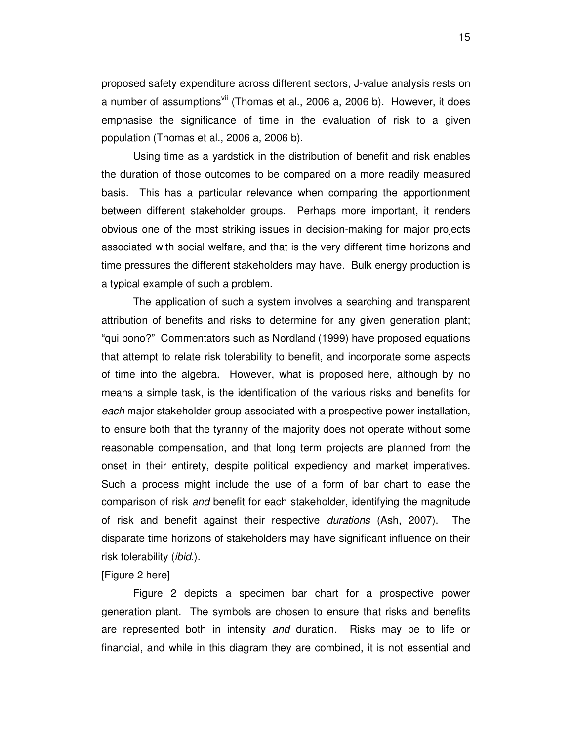proposed safety expenditure across different sectors, J-value analysis rests on a number of assumptions[vii] (Thomas et al., 2006 a, 2006 b). However, it does emphasise the significance of time in the evaluation of risk to a given population (Thomas et al., 2006 a, 2006 b).

Using time as a yardstick in the distribution of benefit and risk enables the duration of those outcomes to be compared on a more readily measured basis. This has a particular relevance when comparing the apportionment between different stakeholder groups. Perhaps more important, it renders obvious one of the most striking issues in decision-making for major projects associated with social welfare, and that is the very different time horizons and time pressures the different stakeholders may have. Bulk energy production is a typical example of such a problem.

The application of such a system involves a searching and transparent attribution of benefits and risks to determine for any given generation plant; "qui bono?" Commentators such as Nordland (1999) have proposed equations that attempt to relate risk tolerability to benefit, and incorporate some aspects of time into the algebra. However, what is proposed here, although by no means a simple task, is the identification of the various risks and benefits for *each* major stakeholder group associated with a prospective power installation, to ensure both that the tyranny of the majority does not operate without some reasonable compensation, and that long term projects are planned from the onset in their entirety, despite political expediency and market imperatives. Such a process might include the use of a form of bar chart to ease the comparison of risk *and* benefit for each stakeholder, identifying the magnitude of risk and benefit against their respective *durations* (Ash, 2007). The disparate time horizons of stakeholders may have significant influence on their risk tolerability (*ibid*.).

[Figure 2 here]

Figure 2 depicts a specimen bar chart for a prospective power generation plant. The symbols are chosen to ensure that risks and benefits are represented both in intensity *and* duration. Risks may be to life or financial, and while in this diagram they are combined, it is not essential and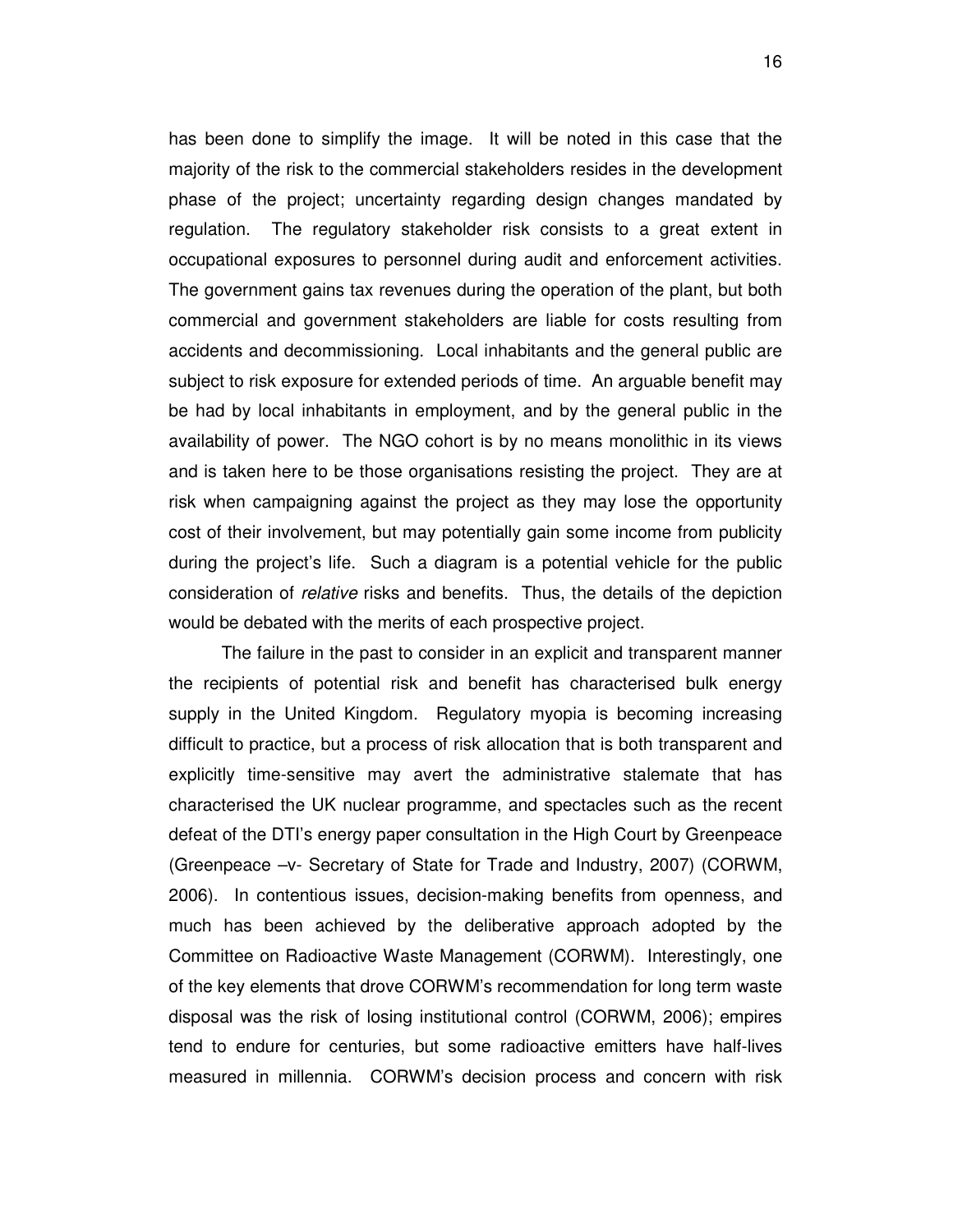has been done to simplify the image. It will be noted in this case that the majority of the risk to the commercial stakeholders resides in the development phase of the project; uncertainty regarding design changes mandated by regulation. The regulatory stakeholder risk consists to a great extent in occupational exposures to personnel during audit and enforcement activities. The government gains tax revenues during the operation of the plant, but both commercial and government stakeholders are liable for costs resulting from accidents and decommissioning. Local inhabitants and the general public are subject to risk exposure for extended periods of time. An arguable benefit may be had by local inhabitants in employment, and by the general public in the availability of power. The NGO cohort is by no means monolithic in its views and is taken here to be those organisations resisting the project. They are at risk when campaigning against the project as they may lose the opportunity cost of their involvement, but may potentially gain some income from publicity during the project's life. Such a diagram is a potential vehicle for the public consideration of *relative* risks and benefits. Thus, the details of the depiction would be debated with the merits of each prospective project.

The failure in the past to consider in an explicit and transparent manner the recipients of potential risk and benefit has characterised bulk energy supply in the United Kingdom. Regulatory myopia is becoming increasing difficult to practice, but a process of risk allocation that is both transparent and explicitly time-sensitive may avert the administrative stalemate that has characterised the UK nuclear programme, and spectacles such as the recent defeat of the DTI's energy paper consultation in the High Court by Greenpeace (Greenpeace –v- Secretary of State for Trade and Industry, 2007) (CORWM, 2006). In contentious issues, decision-making benefits from openness, and much has been achieved by the deliberative approach adopted by the Committee on Radioactive Waste Management (CORWM). Interestingly, one of the key elements that drove CORWM's recommendation for long term waste disposal was the risk of losing institutional control (CORWM, 2006); empires tend to endure for centuries, but some radioactive emitters have half-lives measured in millennia. CORWM's decision process and concern with risk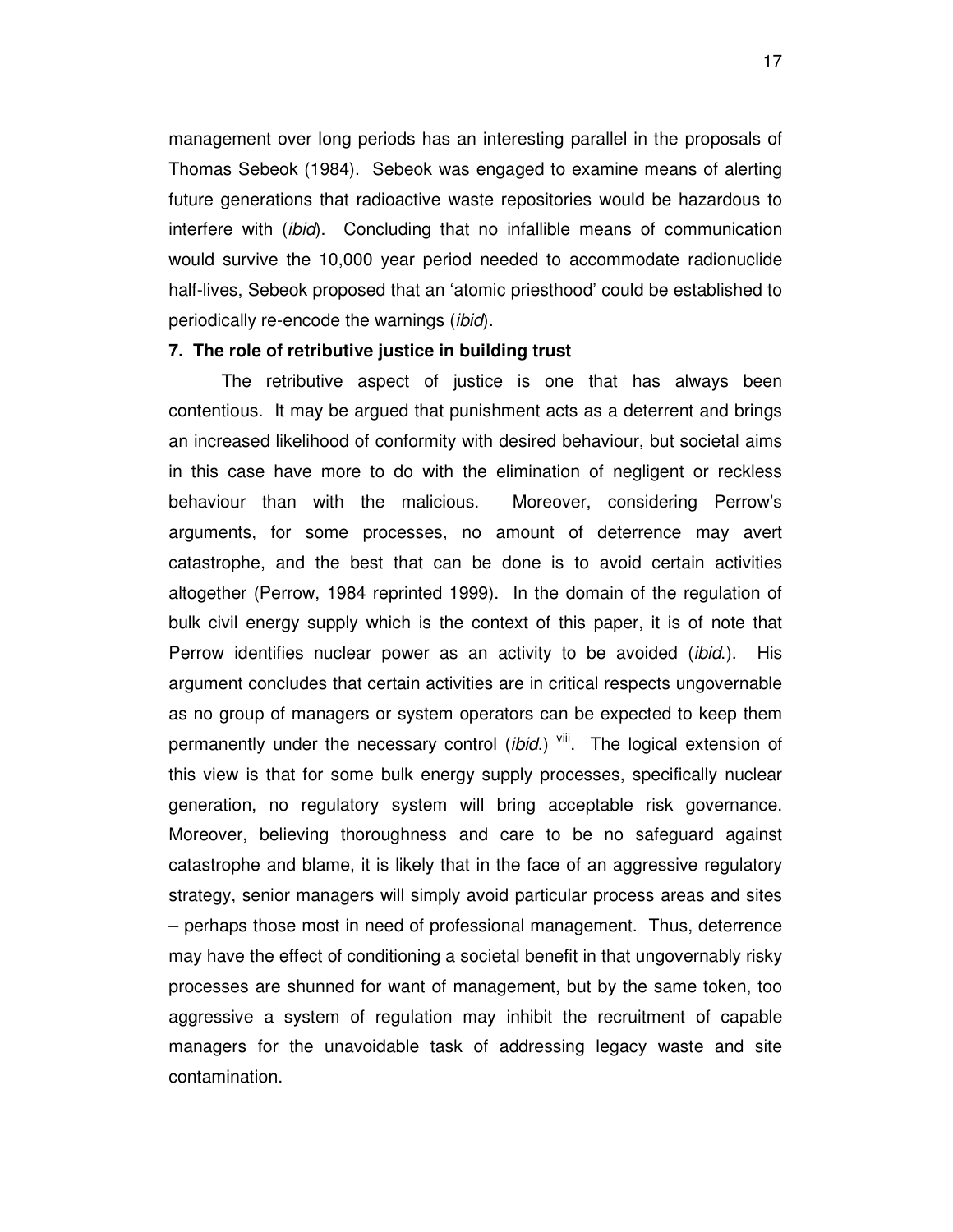management over long periods has an interesting parallel in the proposals of Thomas Sebeok (1984). Sebeok was engaged to examine means of alerting future generations that radioactive waste repositories would be hazardous to interfere with (*ibid*). Concluding that no infallible means of communication would survive the 10,000 year period needed to accommodate radionuclide half-lives, Sebeok proposed that an 'atomic priesthood' could be established to periodically re-encode the warnings (*ibid*).

**7. The role of retributive justice in building trust**

The retributive aspect of justice is one that has always been contentious. It may be argued that punishment acts as a deterrent and brings an increased likelihood of conformity with desired behaviour, but societal aims in this case have more to do with the elimination of negligent or reckless behaviour than with the malicious. Moreover, considering Perrow's arguments, for some processes, no amount of deterrence may avert catastrophe, and the best that can be done is to avoid certain activities altogether (Perrow, 1984 reprinted 1999). In the domain of the regulation of bulk civil energy supply which is the context of this paper, it is of note that Perrow identifies nuclear power as an activity to be avoided (*ibid.*). His argument concludes that certain activities are in critical respects ungovernable as no group of managers or system operators can be expected to keep them permanently under the necessary control (*ibid.*) [viii]. The logical extension of this view is that for some bulk energy supply processes, specifically nuclear generation, no regulatory system will bring acceptable risk governance. Moreover, believing thoroughness and care to be no safeguard against catastrophe and blame, it is likely that in the face of an aggressive regulatory strategy, senior managers will simply avoid particular process areas and sites – perhaps those most in need of professional management. Thus, deterrence may have the effect of conditioning a societal benefit in that ungovernably risky processes are shunned for want of management, but by the same token, too aggressive a system of regulation may inhibit the recruitment of capable managers for the unavoidable task of addressing legacy waste and site contamination.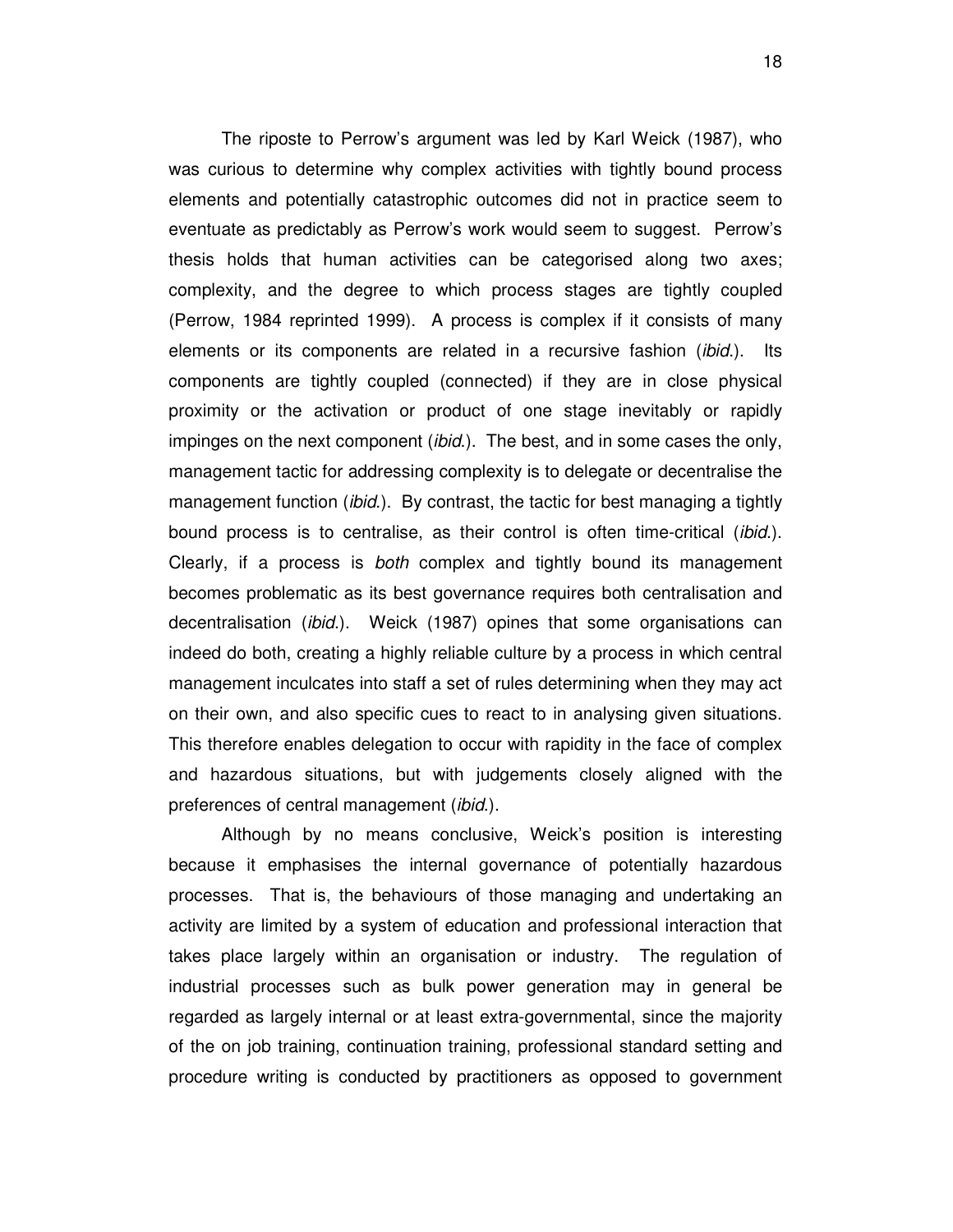The riposte to Perrow's argument was led by Karl Weick (1987), who was curious to determine why complex activities with tightly bound process elements and potentially catastrophic outcomes did not in practice seem to eventuate as predictably as Perrow's work would seem to suggest. Perrow's thesis holds that human activities can be categorised along two axes; complexity, and the degree to which process stages are tightly coupled (Perrow, 1984 reprinted 1999). A process is complex if it consists of many elements or its components are related in a recursive fashion (*ibid.*). Its components are tightly coupled (connected) if they are in close physical proximity or the activation or product of one stage inevitably or rapidly impinges on the next component (*ibid.*). The best, and in some cases the only, management tactic for addressing complexity is to delegate or decentralise the management function (*ibid.*). By contrast, the tactic for best managing a tightly bound process is to centralise, as their control is often time-critical (*ibid.*). Clearly, if a process is *both* complex and tightly bound its management becomes problematic as its best governance requires both centralisation and decentralisation (*ibid.*). Weick (1987) opines that some organisations can indeed do both, creating a highly reliable culture by a process in which central management inculcates into staff a set of rules determining when they may act on their own, and also specific cues to react to in analysing given situations. This therefore enables delegation to occur with rapidity in the face of complex and hazardous situations, but with judgements closely aligned with the preferences of central management (*ibid.*).

Although by no means conclusive, Weick's position is interesting because it emphasises the internal governance of potentially hazardous processes. That is, the behaviours of those managing and undertaking an activity are limited by a system of education and professional interaction that takes place largely within an organisation or industry. The regulation of industrial processes such as bulk power generation may in general be regarded as largely internal or at least extra-governmental, since the majority of the on job training, continuation training, professional standard setting and procedure writing is conducted by practitioners as opposed to government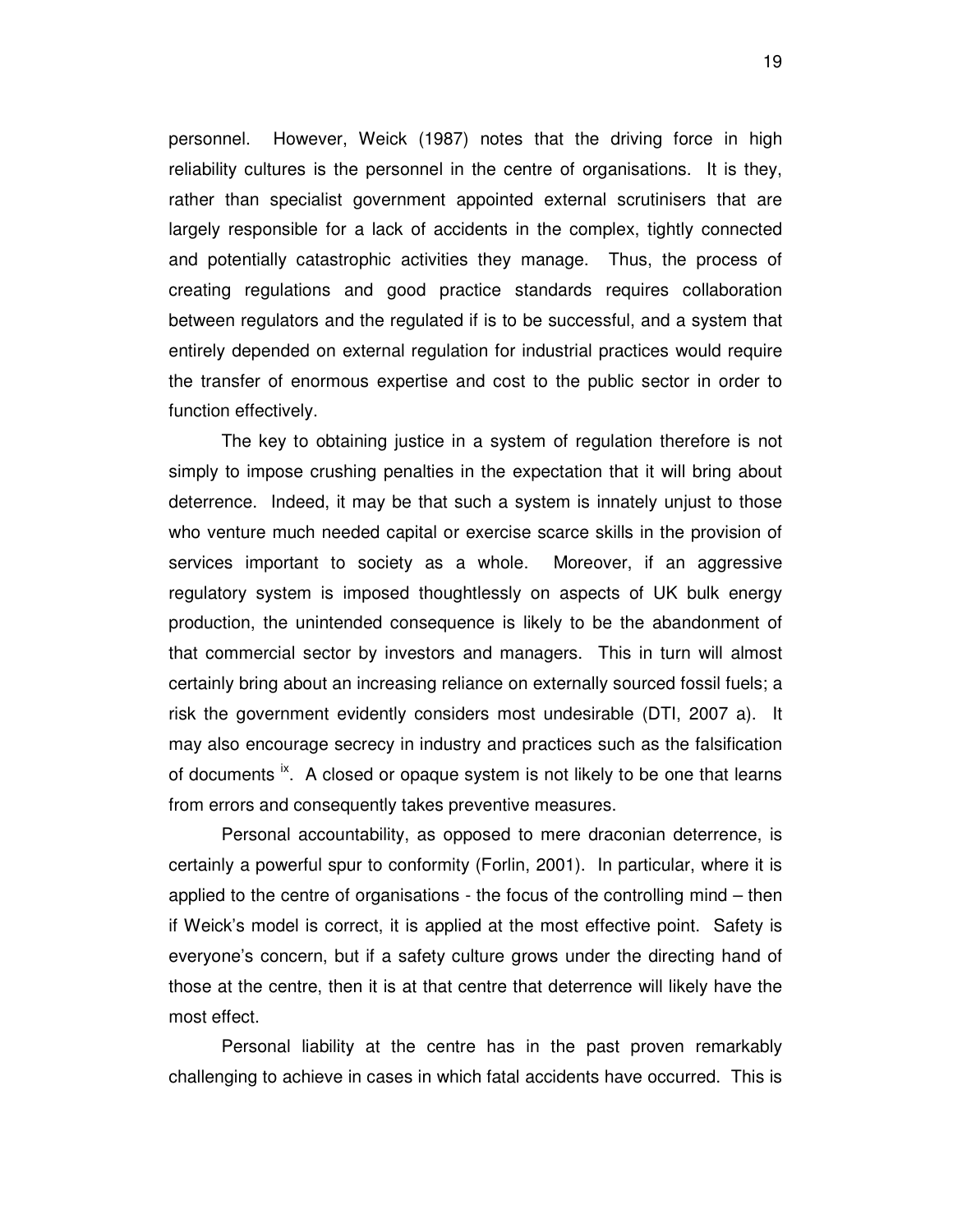personnel. However, Weick (1987) notes that the driving force in high reliability cultures is the personnel in the centre of organisations. It is they, rather than specialist government appointed external scrutinisers that are largely responsible for a lack of accidents in the complex, tightly connected and potentially catastrophic activities they manage. Thus, the process of creating regulations and good practice standards requires collaboration between regulators and the regulated if is to be successful, and a system that entirely depended on external regulation for industrial practices would require the transfer of enormous expertise and cost to the public sector in order to function effectively.

The key to obtaining justice in a system of regulation therefore is not simply to impose crushing penalties in the expectation that it will bring about deterrence. Indeed, it may be that such a system is innately unjust to those who venture much needed capital or exercise scarce skills in the provision of services important to society as a whole. Moreover, if an aggressive regulatory system is imposed thoughtlessly on aspects of UK bulk energy production, the unintended consequence is likely to be the abandonment of that commercial sector by investors and managers. This in turn will almost certainly bring about an increasing reliance on externally sourced fossil fuels; a risk the government evidently considers most undesirable (DTI, 2007 a). It may also encourage secrecy in industry and practices such as the falsification of documents [ix]. A closed or opaque system is not likely to be one that learns from errors and consequently takes preventive measures.

Personal accountability, as opposed to mere draconian deterrence, is certainly a powerful spur to conformity (Forlin, 2001). In particular, where it is applied to the centre of organisations - the focus of the controlling mind – then if Weick's model is correct, it is applied at the most effective point. Safety is everyone's concern, but if a safety culture grows under the directing hand of those at the centre, then it is at that centre that deterrence will likely have the most effect.

Personal liability at the centre has in the past proven remarkably challenging to achieve in cases in which fatal accidents have occurred. This is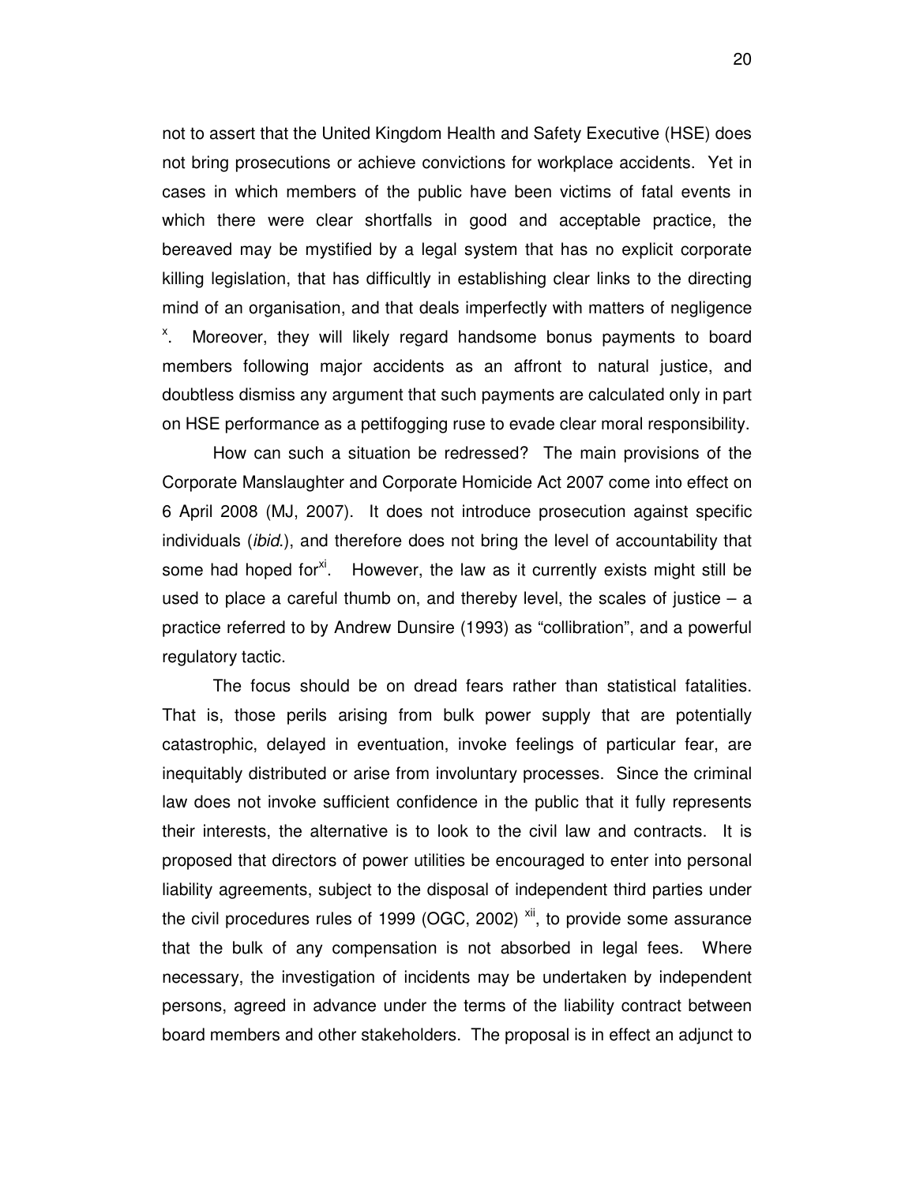not to assert that the United Kingdom Health and Safety Executive (HSE) does not bring prosecutions or achieve convictions for workplace accidents. Yet in cases in which members of the public have been victims of fatal events in which there were clear shortfalls in good and acceptable practice, the bereaved may be mystified by a legal system that has no explicit corporate killing legislation, that has difficultly in establishing clear links to the directing mind of an organisation, and that deals imperfectly with matters of negligence [x]. Moreover, they will likely regard handsome bonus payments to board members following major accidents as an affront to natural justice, and doubtless dismiss any argument that such payments are calculated only in part on HSE performance as a pettifogging ruse to evade clear moral responsibility.

How can such a situation be redressed? The main provisions of the Corporate Manslaughter and Corporate Homicide Act 2007 come into effect on 6 April 2008 (MJ, 2007). It does not introduce prosecution against specific individuals (*ibid.*), and therefore does not bring the level of accountability that some had hoped for[xi]. However, the law as it currently exists might still be used to place a careful thumb on, and thereby level, the scales of justice – a practice referred to by Andrew Dunsire (1993) as "collibration", and a powerful regulatory tactic.

The focus should be on dread fears rather than statistical fatalities. That is, those perils arising from bulk power supply that are potentially catastrophic, delayed in eventuation, invoke feelings of particular fear, are inequitably distributed or arise from involuntary processes. Since the criminal law does not invoke sufficient confidence in the public that it fully represents their interests, the alternative is to look to the civil law and contracts. It is proposed that directors of power utilities be encouraged to enter into personal liability agreements, subject to the disposal of independent third parties under the civil procedures rules of 1999 (OGC, 2002) [xii], to provide some assurance that the bulk of any compensation is not absorbed in legal fees. Where necessary, the investigation of incidents may be undertaken by independent persons, agreed in advance under the terms of the liability contract between board members and other stakeholders. The proposal is in effect an adjunct to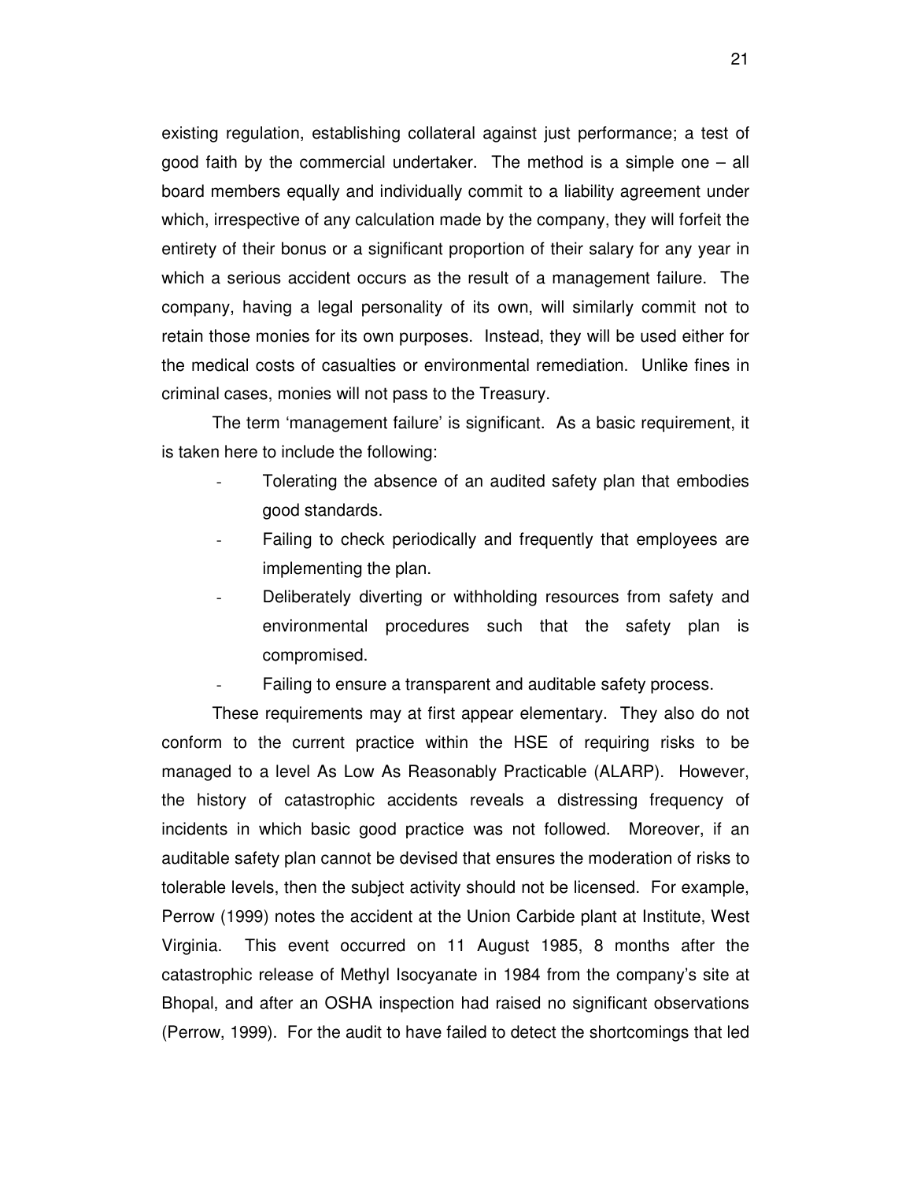existing regulation, establishing collateral against just performance; a test of good faith by the commercial undertaker. The method is a simple one – all board members equally and individually commit to a liability agreement under which, irrespective of any calculation made by the company, they will forfeit the entirety of their bonus or a significant proportion of their salary for any year in which a serious accident occurs as the result of a management failure. The company, having a legal personality of its own, will similarly commit not to retain those monies for its own purposes. Instead, they will be used either for the medical costs of casualties or environmental remediation. Unlike fines in criminal cases, monies will not pass to the Treasury.

The term 'management failure' is significant. As a basic requirement, it is taken here to include the following:

- Tolerating the absence of an audited safety plan that embodies good standards.
- Failing to check periodically and frequently that employees are implementing the plan.
- Deliberately diverting or withholding resources from safety and environmental procedures such that the safety plan is compromised.
- Failing to ensure a transparent and auditable safety process.

These requirements may at first appear elementary. They also do not conform to the current practice within the HSE of requiring risks to be managed to a level As Low As Reasonably Practicable (ALARP). However, the history of catastrophic accidents reveals a distressing frequency of incidents in which basic good practice was not followed. Moreover, if an auditable safety plan cannot be devised that ensures the moderation of risks to tolerable levels, then the subject activity should not be licensed. For example, Perrow (1999) notes the accident at the Union Carbide plant at Institute, West Virginia. This event occurred on 11 August 1985, 8 months after the catastrophic release of Methyl Isocyanate in 1984 from the company's site at Bhopal, and after an OSHA inspection had raised no significant observations (Perrow, 1999). For the audit to have failed to detect the shortcomings that led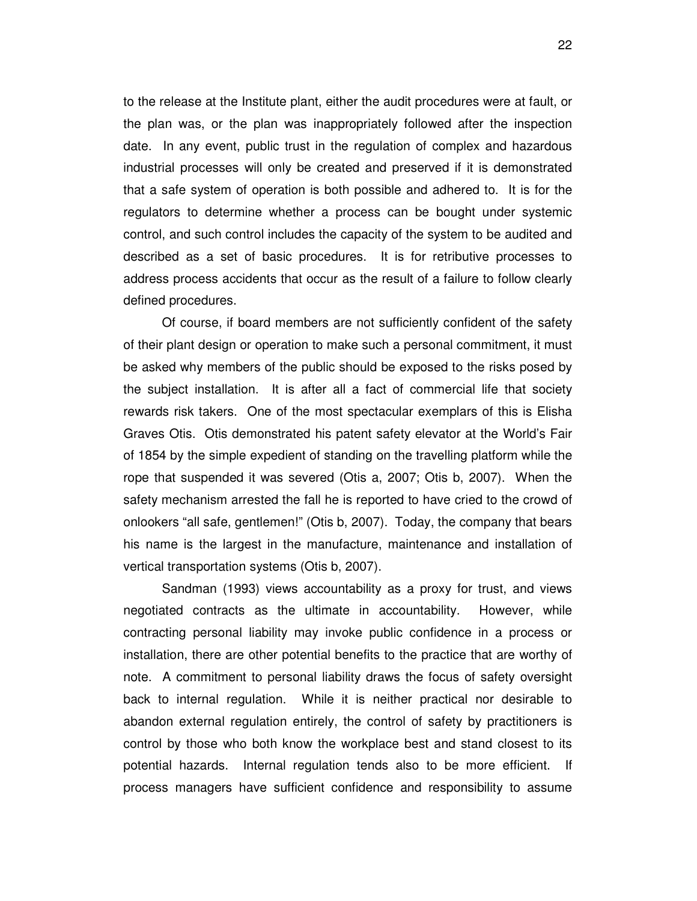to the release at the Institute plant, either the audit procedures were at fault, or the plan was, or the plan was inappropriately followed after the inspection date. In any event, public trust in the regulation of complex and hazardous industrial processes will only be created and preserved if it is demonstrated that a safe system of operation is both possible and adhered to. It is for the regulators to determine whether a process can be bought under systemic control, and such control includes the capacity of the system to be audited and described as a set of basic procedures. It is for retributive processes to address process accidents that occur as the result of a failure to follow clearly defined procedures.

Of course, if board members are not sufficiently confident of the safety of their plant design or operation to make such a personal commitment, it must be asked why members of the public should be exposed to the risks posed by the subject installation. It is after all a fact of commercial life that society rewards risk takers. One of the most spectacular exemplars of this is Elisha Graves Otis. Otis demonstrated his patent safety elevator at the World's Fair of 1854 by the simple expedient of standing on the travelling platform while the rope that suspended it was severed (Otis a, 2007; Otis b, 2007). When the safety mechanism arrested the fall he is reported to have cried to the crowd of onlookers "all safe, gentlemen!" (Otis b, 2007). Today, the company that bears his name is the largest in the manufacture, maintenance and installation of vertical transportation systems (Otis b, 2007).

Sandman (1993) views accountability as a proxy for trust, and views negotiated contracts as the ultimate in accountability. However, while contracting personal liability may invoke public confidence in a process or installation, there are other potential benefits to the practice that are worthy of note. A commitment to personal liability draws the focus of safety oversight back to internal regulation. While it is neither practical nor desirable to abandon external regulation entirely, the control of safety by practitioners is control by those who both know the workplace best and stand closest to its potential hazards. Internal regulation tends also to be more efficient. If process managers have sufficient confidence and responsibility to assume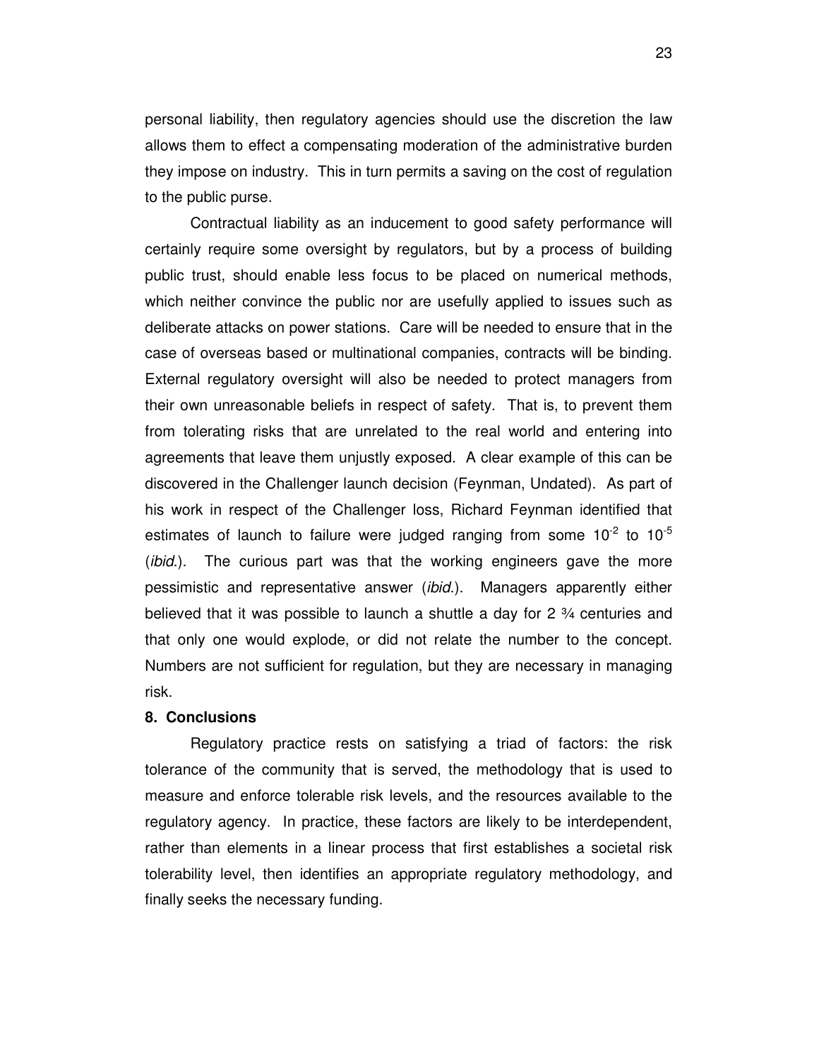personal liability, then regulatory agencies should use the discretion the law allows them to effect a compensating moderation of the administrative burden they impose on industry. This in turn permits a saving on the cost of regulation to the public purse.

Contractual liability as an inducement to good safety performance will certainly require some oversight by regulators, but by a process of building public trust, should enable less focus to be placed on numerical methods, which neither convince the public nor are usefully applied to issues such as deliberate attacks on power stations. Care will be needed to ensure that in the case of overseas based or multinational companies, contracts will be binding. External regulatory oversight will also be needed to protect managers from their own unreasonable beliefs in respect of safety. That is, to prevent them from tolerating risks that are unrelated to the real world and entering into agreements that leave them unjustly exposed. A clear example of this can be discovered in the Challenger launch decision (Feynman, Undated). As part of his work in respect of the Challenger loss, Richard Feynman identified that estimates of launch to failure were judged ranging from some $10^{-2}$ to $10^{-5}$ (*ibid.*). The curious part was that the working engineers gave the more pessimistic and representative answer (*ibid.*). Managers apparently either believed that it was possible to launch a shuttle a day for 2 ¾ centuries and that only one would explode, or did not relate the number to the concept. Numbers are not sufficient for regulation, but they are necessary in managing risk.

**8. Conclusions**

Regulatory practice rests on satisfying a triad of factors: the risk tolerance of the community that is served, the methodology that is used to measure and enforce tolerable risk levels, and the resources available to the regulatory agency. In practice, these factors are likely to be interdependent, rather than elements in a linear process that first establishes a societal risk tolerability level, then identifies an appropriate regulatory methodology, and finally seeks the necessary funding.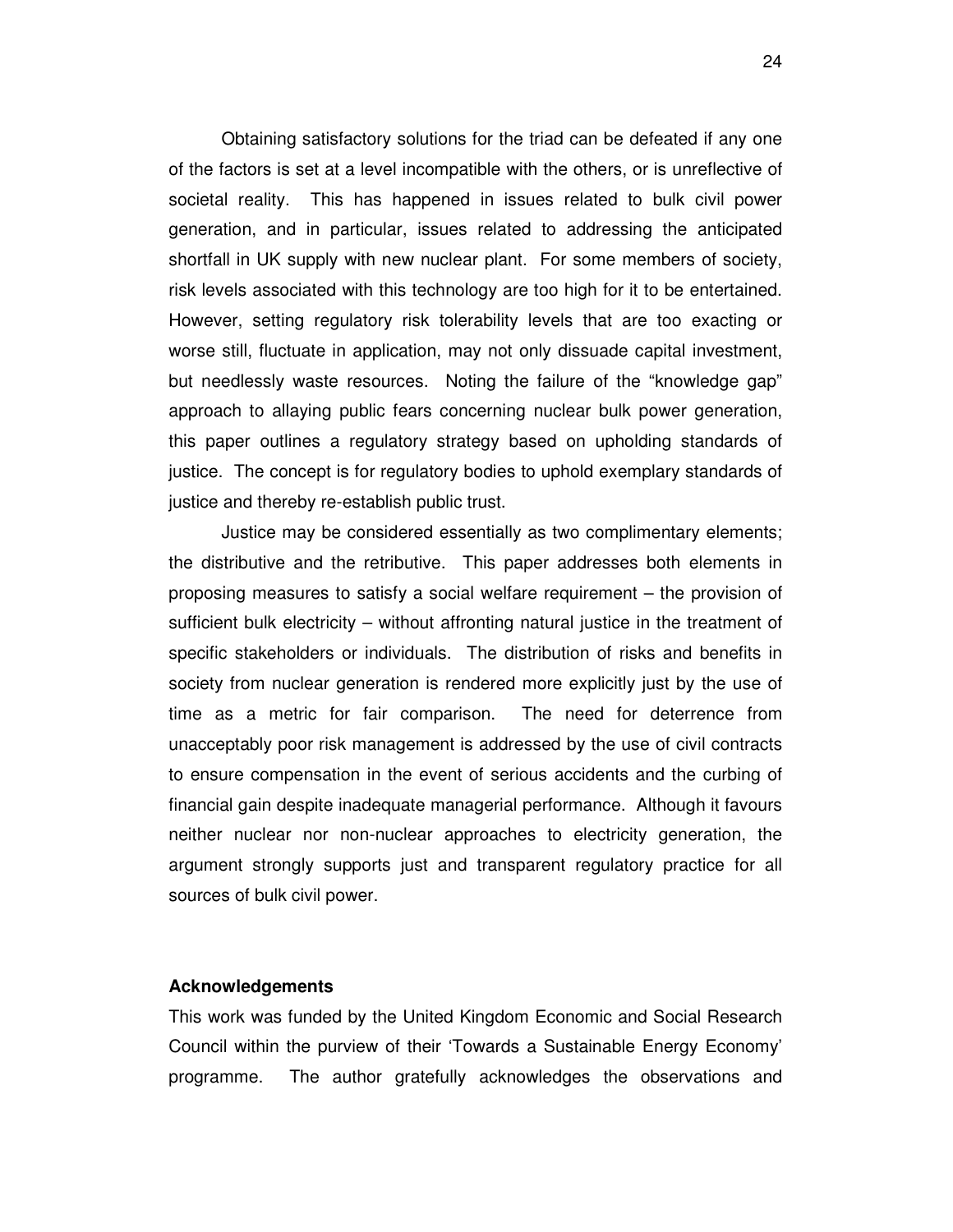Obtaining satisfactory solutions for the triad can be defeated if any one of the factors is set at a level incompatible with the others, or is unreflective of societal reality. This has happened in issues related to bulk civil power generation, and in particular, issues related to addressing the anticipated shortfall in UK supply with new nuclear plant. For some members of society, risk levels associated with this technology are too high for it to be entertained. However, setting regulatory risk tolerability levels that are too exacting or worse still, fluctuate in application, may not only dissuade capital investment, but needlessly waste resources. Noting the failure of the "knowledge gap" approach to allaying public fears concerning nuclear bulk power generation, this paper outlines a regulatory strategy based on upholding standards of justice. The concept is for regulatory bodies to uphold exemplary standards of justice and thereby re-establish public trust.

Justice may be considered essentially as two complimentary elements; the distributive and the retributive. This paper addresses both elements in proposing measures to satisfy a social welfare requirement – the provision of sufficient bulk electricity – without affronting natural justice in the treatment of specific stakeholders or individuals. The distribution of risks and benefits in society from nuclear generation is rendered more explicitly just by the use of time as a metric for fair comparison. The need for deterrence from unacceptably poor risk management is addressed by the use of civil contracts to ensure compensation in the event of serious accidents and the curbing of financial gain despite inadequate managerial performance. Although it favours neither nuclear nor non-nuclear approaches to electricity generation, the argument strongly supports just and transparent regulatory practice for all sources of bulk civil power.

**Acknowledgements**

This work was funded by the United Kingdom Economic and Social Research Council within the purview of their 'Towards a Sustainable Energy Economy' programme. The author gratefully acknowledges the observations and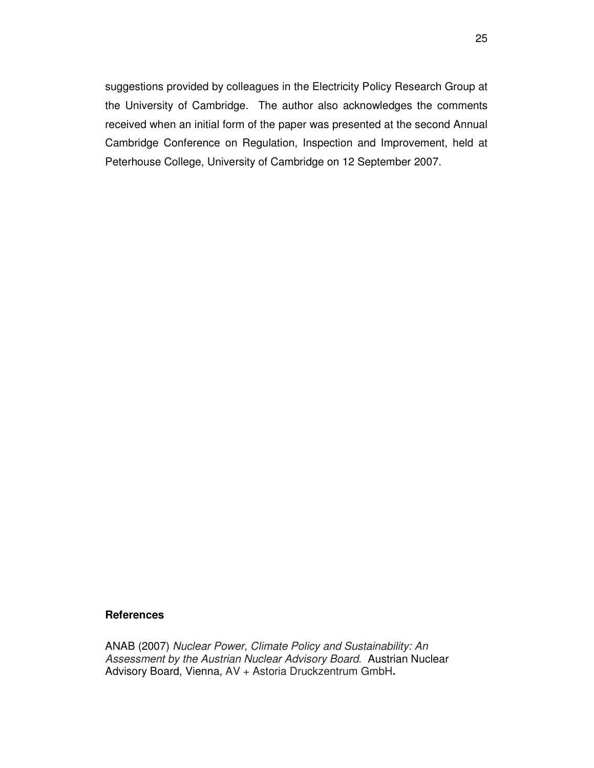suggestions provided by colleagues in the Electricity Policy Research Group at the University of Cambridge. The author also acknowledges the comments received when an initial form of the paper was presented at the second Annual Cambridge Conference on Regulation, Inspection and Improvement, held at Peterhouse College, University of Cambridge on 12 September 2007.

**References**

ANAB (2007) *Nuclear Power, Climate Policy and Sustainability: An Assessment by the Austrian Nuclear Advisory Board*. Austrian Nuclear Advisory Board, Vienna, AV + Astoria Druckzentrum GmbH**.**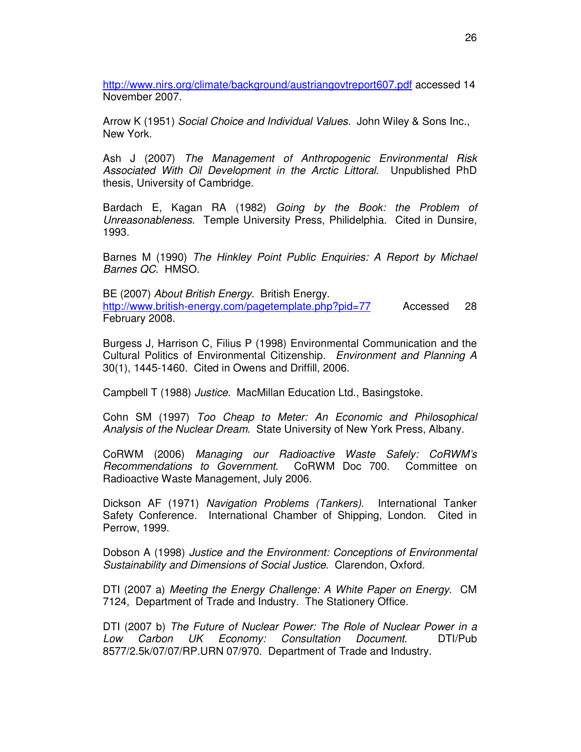http://www.nirs.org/climate/background/austriangovtreport607.pdf accessed 14 November 2007.

Arrow K (1951) *Social Choice and Individual Values.* John Wiley & Sons Inc., New York.

Ash J (2007) *The Management of Anthropogenic Environmental Risk Associated With Oil Development in the Arctic Littoral.* Unpublished PhD thesis, University of Cambridge.

Bardach E, Kagan RA (1982) *Going by the Book: the Problem of Unreasonableness*. Temple University Press, Philidelphia. Cited in Dunsire, 1993.

Barnes M (1990) *The Hinkley Point Public Enquiries: A Report by Michael Barnes QC*. HMSO.

BE (2007) *About British Energy*. British Energy. http://www.british-energy.com/pagetemplate.php?pid=77 Accessed 28 February 2008.

Burgess J, Harrison C, Filius P (1998) Environmental Communication and the Cultural Politics of Environmental Citizenship. *Environment and Planning A* 30(1), 1445-1460. Cited in Owens and Driffill, 2006.

Campbell T (1988) *Justice*. MacMillan Education Ltd., Basingstoke.

Cohn SM (1997) *Too Cheap to Meter: An Economic and Philosophical Analysis of the Nuclear Dream*. State University of New York Press, Albany.

CoRWM (2006) *Managing our Radioactive Waste Safely: CoRWM's Recommendations to Government*. CoRWM Doc 700. Committee on Radioactive Waste Management, July 2006.

Dickson AF (1971) *Navigation Problems (Tankers)*. International Tanker Safety Conference. International Chamber of Shipping, London. Cited in Perrow, 1999.

Dobson A (1998) *Justice and the Environment: Conceptions of Environmental Sustainability and Dimensions of Social Justice*. Clarendon, Oxford.

DTI (2007 a) *Meeting the Energy Challenge: A White Paper on Energy*. CM 7124, Department of Trade and Industry. The Stationery Office.

DTI (2007 b) *The Future of Nuclear Power: The Role of Nuclear Power in a Low Carbon UK Economy: Consultation Document*. DTI/Pub 8577/2.5k/07/07/RP.URN 07/970. Department of Trade and Industry.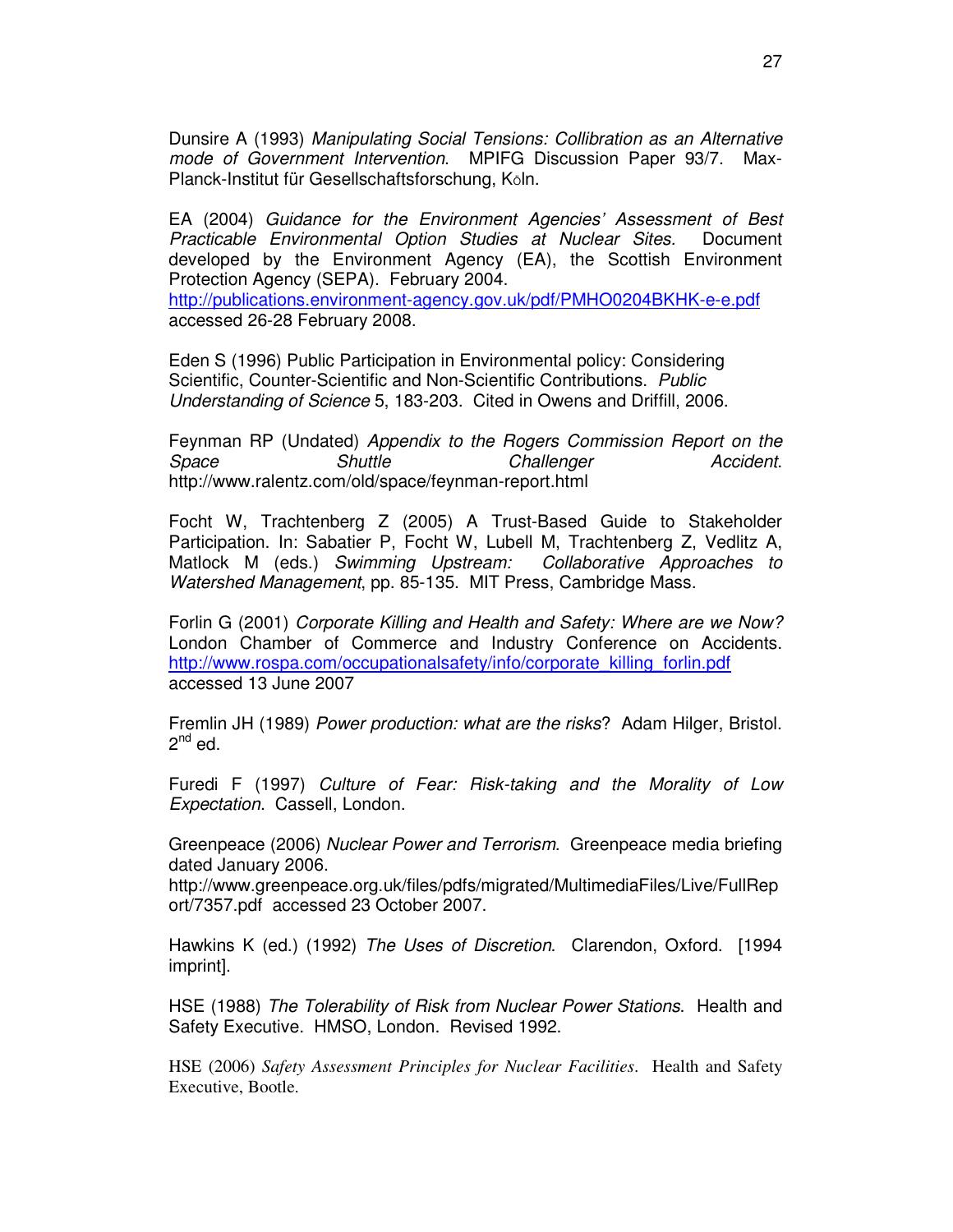Dunsire A (1993) *Manipulating Social Tensions: Collibration as an Alternative mode of Government Intervention*. MPIFG Discussion Paper 93/7. Max-Planck-Institut für Gesellschaftsforschung, Köln.

EA (2004) *Guidance for the Environment Agencies' Assessment of Best Practicable Environmental Option Studies at Nuclear Sites.* Document developed by the Environment Agency (EA), the Scottish Environment Protection Agency (SEPA). February 2004. http://publications.environment-agency.gov.uk/pdf/PMHO0204BKHK-e-e.pdf accessed 26-28 February 2008.

Eden S (1996) Public Participation in Environmental policy: Considering Scientific, Counter-Scientific and Non-Scientific Contributions. *Public Understanding of Science* 5, 183-203. Cited in Owens and Driffill, 2006.

Feynman RP (Undated) *Appendix to the Rogers Commission Report on the Space Shuttle Challenger Accident*. http://www.ralentz.com/old/space/feynman-report.html

Focht W, Trachtenberg Z (2005) A Trust-Based Guide to Stakeholder Participation. In: Sabatier P, Focht W, Lubell M, Trachtenberg Z, Vedlitz A, Matlock M (eds.) *Swimming Upstream: Collaborative Approaches to Watershed Management*, pp. 85-135. MIT Press, Cambridge Mass.

Forlin G (2001) *Corporate Killing and Health and Safety: Where are we Now?* London Chamber of Commerce and Industry Conference on Accidents. http://www.rospa.com/occupationalsafety/info/corporate_killing_forlin.pdf accessed 13 June 2007

Fremlin JH (1989) *Power production: what are the risks*? Adam Hilger, Bristol. 2nd ed.

Furedi F (1997) *Culture of Fear: Risk-taking and the Morality of Low Expectation*. Cassell, London.

Greenpeace (2006) *Nuclear Power and Terrorism*. Greenpeace media briefing dated January 2006. http://www.greenpeace.org.uk/files/pdfs/migrated/MultimediaFiles/Live/FullReport/7357.pdf accessed 23 October 2007.

Hawkins K (ed.) (1992) *The Uses of Discretion*. Clarendon, Oxford. [1994 imprint].

HSE (1988) *The Tolerability of Risk from Nuclear Power Stations*. Health and Safety Executive. HMSO, London. Revised 1992.

HSE (2006) *Safety Assessment Principles for Nuclear Facilities*. Health and Safety Executive, Bootle.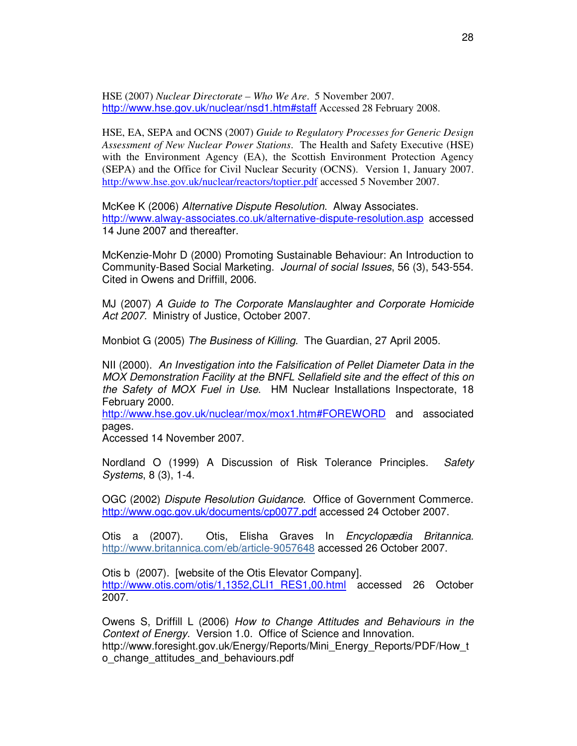HSE (2007) *Nuclear Directorate – Who We Are*. 5 November 2007. http://www.hse.gov.uk/nuclear/nsd1.htm#staff Accessed 28 February 2008.

HSE, EA, SEPA and OCNS (2007) *Guide to Regulatory Processes for Generic Design Assessment of New Nuclear Power Stations*. The Health and Safety Executive (HSE) with the Environment Agency (EA), the Scottish Environment Protection Agency (SEPA) and the Office for Civil Nuclear Security (OCNS). Version 1, January 2007. http://www.hse.gov.uk/nuclear/reactors/toptier.pdf accessed 5 November 2007.

McKee K (2006) *Alternative Dispute Resolution*. Alway Associates. http://www.alway-associates.co.uk/alternative-dispute-resolution.asp accessed 14 June 2007 and thereafter.

McKenzie-Mohr D (2000) Promoting Sustainable Behaviour: An Introduction to Community-Based Social Marketing. *Journal of social Issues*, 56 (3), 543-554. Cited in Owens and Driffill, 2006.

MJ (2007) *A Guide to The Corporate Manslaughter and Corporate Homicide Act 2007.* Ministry of Justice, October 2007.

Monbiot G (2005) *The Business of Killing*. The Guardian, 27 April 2005.

NII (2000). *An Investigation into the Falsification of Pellet Diameter Data in the MOX Demonstration Facility at the BNFL Sellafield site and the effect of this on the Safety of MOX Fuel in Use*. HM Nuclear Installations Inspectorate, 18 February 2000.
http://www.hse.gov.uk/nuclear/mox/mox1.htm#FOREWORD and associated pages.
Accessed 14 November 2007.

Nordland O (1999) A Discussion of Risk Tolerance Principles. *Safety Systems*, 8 (3), 1-4.

OGC (2002) *Dispute Resolution Guidance*. Office of Government Commerce. http://www.ogc.gov.uk/documents/cp0077.pdf accessed 24 October 2007.

Otis a (2007). Otis, Elisha Graves In *Encyclopædia Britannica.* http://www.britannica.com/eb/article-9057648 accessed 26 October 2007.

Otis b (2007). [website of the Otis Elevator Company]. http://www.otis.com/otis/1,1352,CLI1_RES1,00.html accessed 26 October 2007.

Owens S, Driffill L (2006) *How to Change Attitudes and Behaviours in the Context of Energy*. Version 1.0. Office of Science and Innovation. http://www.foresight.gov.uk/Energy/Reports/Mini_Energy_Reports/PDF/How_to_change_attitudes_and_behaviours.pdf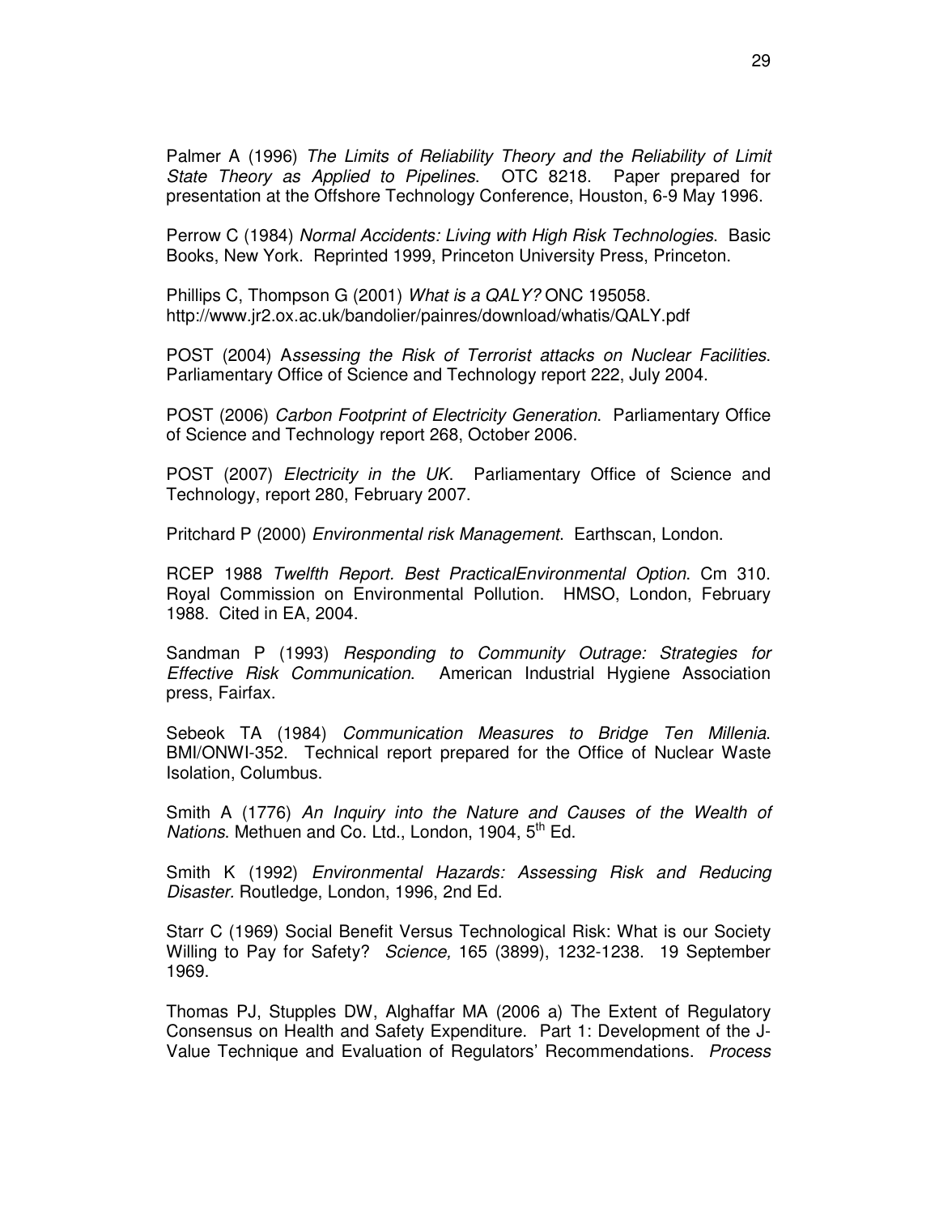Palmer A (1996) *The Limits of Reliability Theory and the Reliability of Limit State Theory as Applied to Pipelines*. OTC 8218. Paper prepared for presentation at the Offshore Technology Conference, Houston, 6-9 May 1996.

Perrow C (1984) *Normal Accidents: Living with High Risk Technologies*. Basic Books, New York. Reprinted 1999, Princeton University Press, Princeton.

Phillips C, Thompson G (2001) *What is a QALY?* ONC 195058.
http://www.jr2.ox.ac.uk/bandolier/painres/download/whatis/QALY.pdf

POST (2004) A*ssessing the Risk of Terrorist attacks on Nuclear Facilities*. Parliamentary Office of Science and Technology report 222, July 2004.

POST (2006) *Carbon Footprint of Electricity Generation*. Parliamentary Office of Science and Technology report 268, October 2006.

POST (2007) *Electricity in the UK*. Parliamentary Office of Science and Technology, report 280, February 2007.

Pritchard P (2000) *Environmental risk Management*. Earthscan, London.

RCEP 1988 *Twelfth Report. Best PracticalEnvironmental Option*. Cm 310. Royal Commission on Environmental Pollution. HMSO, London, February 1988. Cited in EA, 2004.

Sandman P (1993) *Responding to Community Outrage: Strategies for Effective Risk Communication*. American Industrial Hygiene Association press, Fairfax.

Sebeok TA (1984) *Communication Measures to Bridge Ten Millenia*. BMI/ONWI-352. Technical report prepared for the Office of Nuclear Waste Isolation, Columbus.

Smith A (1776) *An Inquiry into the Nature and Causes of the Wealth of Nations*. Methuen and Co. Ltd., London, 1904, 5th Ed.

Smith K (1992) *Environmental Hazards: Assessing Risk and Reducing Disaster*. Routledge, London, 1996, 2nd Ed.

Starr C (1969) Social Benefit Versus Technological Risk: What is our Society Willing to Pay for Safety? *Science,* 165 (3899), 1232-1238. 19 September 1969.

Thomas PJ, Stupples DW, Alghaffar MA (2006 a) The Extent of Regulatory Consensus on Health and Safety Expenditure. Part 1: Development of the J-Value Technique and Evaluation of Regulators' Recommendations. *Process*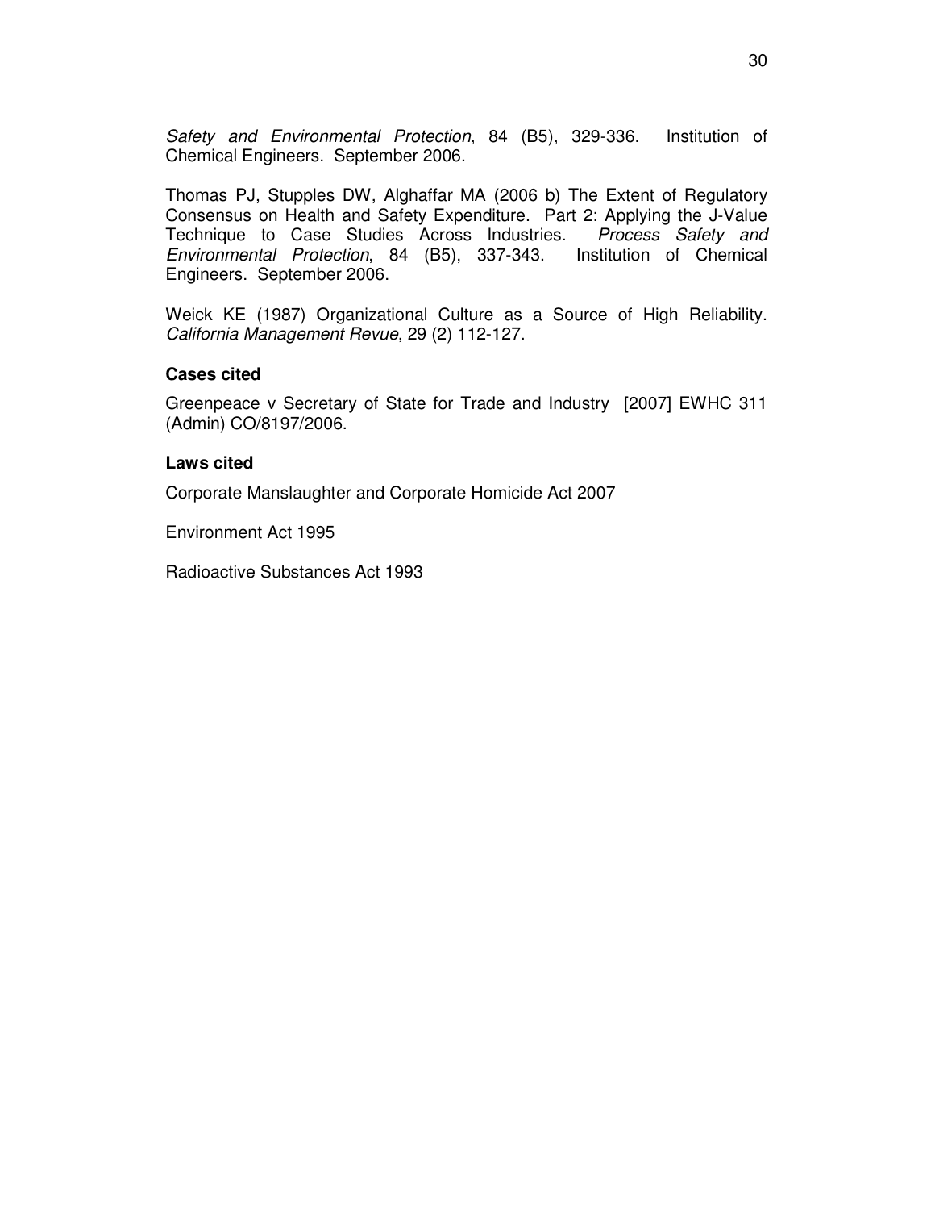*Safety and Environmental Protection*, 84 (B5), 329-336. Institution of Chemical Engineers. September 2006.

Thomas PJ, Stupples DW, Alghaffar MA (2006 b) The Extent of Regulatory Consensus on Health and Safety Expenditure. Part 2: Applying the J-Value Technique to Case Studies Across Industries. *Process Safety and Environmental Protection*, 84 (B5), 337-343. Institution of Chemical Engineers. September 2006.

Weick KE (1987) Organizational Culture as a Source of High Reliability. *California Management Revue*, 29 (2) 112-127.

**Cases cited**

Greenpeace v Secretary of State for Trade and Industry [2007] EWHC 311 (Admin) CO/8197/2006.

**Laws cited**

Corporate Manslaughter and Corporate Homicide Act 2007

Environment Act 1995

Radioactive Substances Act 1993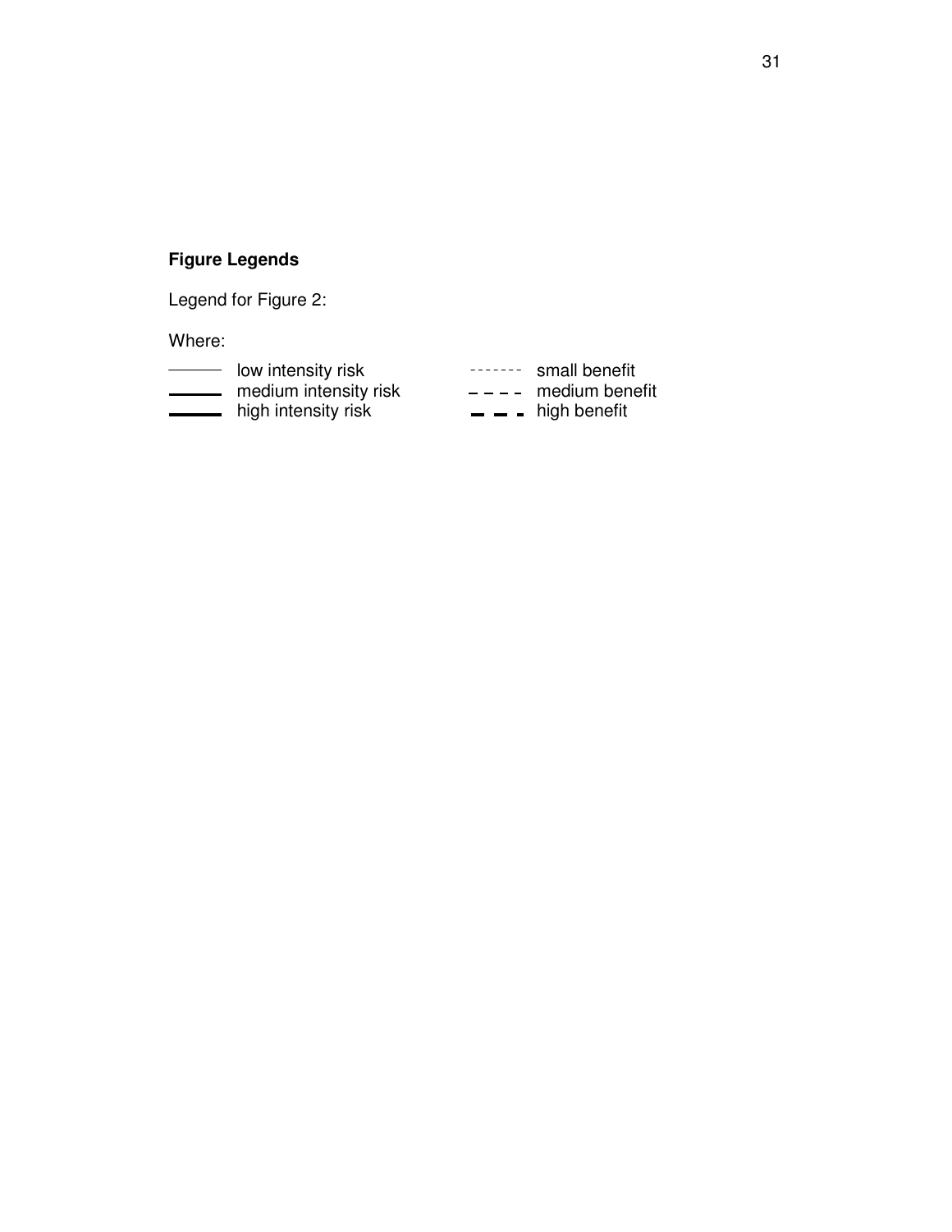## Figure Legends

Legend for Figure 2:

Where:

| Line style | Meaning | Line style | Meaning |
|---|---|---|---|
| ——— (thin solid) | low intensity risk | - - - - - - - (fine dashed) | small benefit |
| ——— (medium solid) | medium intensity risk | – – – – (medium dashed) | medium benefit |
| ——— (thick solid) | high intensity risk | ▬ ▬ ▬ (thick dashed) | high benefit |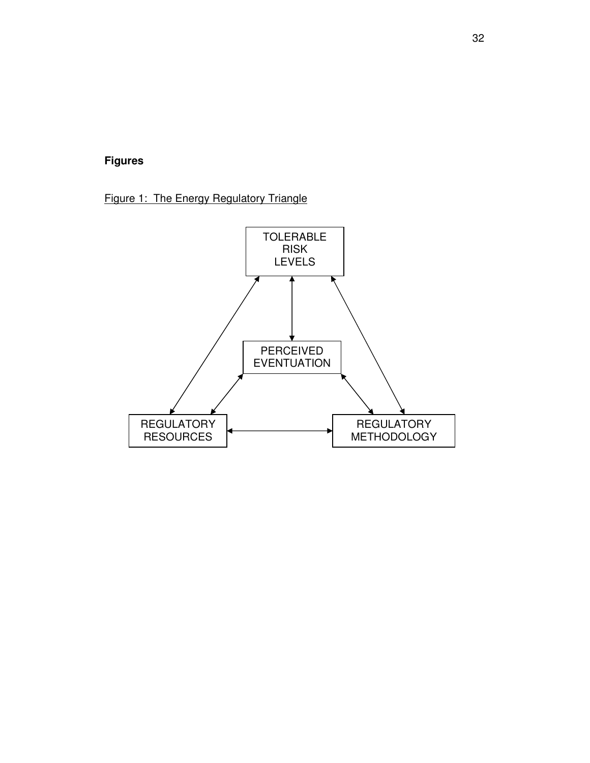**Figures**

Figure 1: The Energy Regulatory Triangle

TOLERABLE RISK LEVELS

PERCEIVED EVENTUATION

REGULATORY RESOURCES

REGULATORY METHODOLOGY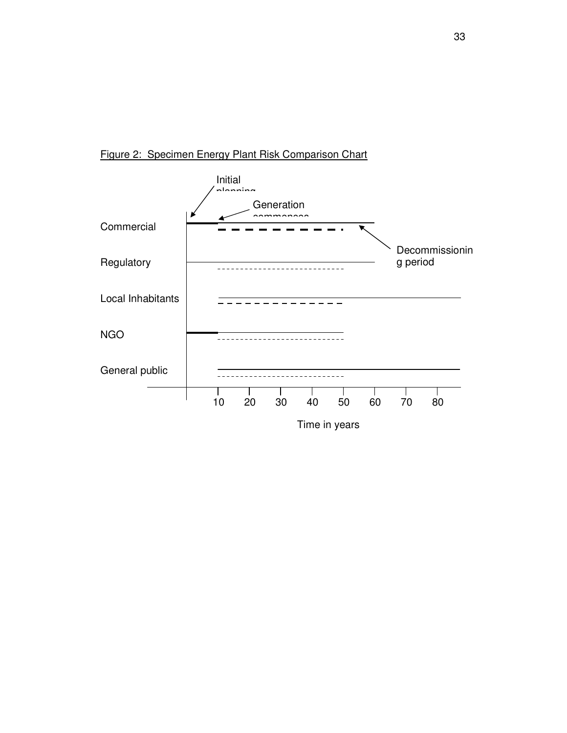Figure 2: Specimen Energy Plant Risk Comparison Chart

Initial planning

Generation commences

Decommissioning period

Commercial

Regulatory

Local Inhabitants

NGO

General public

10 20 30 40 50 60 70 80

Time in years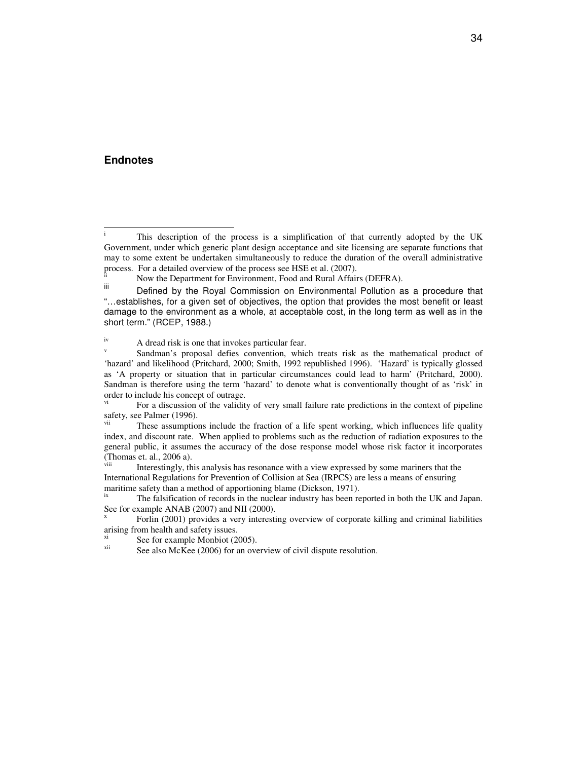## Endnotes

[i] This description of the process is a simplification of that currently adopted by the UK Government, under which generic plant design acceptance and site licensing are separate functions that may to some extent be undertaken simultaneously to reduce the duration of the overall administrative process. For a detailed overview of the process see HSE et al. (2007).

[ii] Now the Department for Environment, Food and Rural Affairs (DEFRA).

[iii] Defined by the Royal Commission on Environmental Pollution as a procedure that "…establishes, for a given set of objectives, the option that provides the most benefit or least damage to the environment as a whole, at acceptable cost, in the long term as well as in the short term." (RCEP, 1988.)

[iv] A dread risk is one that invokes particular fear.

[v] Sandman's proposal defies convention, which treats risk as the mathematical product of 'hazard' and likelihood (Pritchard, 2000; Smith, 1992 republished 1996). 'Hazard' is typically glossed as 'A property or situation that in particular circumstances could lead to harm' (Pritchard, 2000). Sandman is therefore using the term 'hazard' to denote what is conventionally thought of as 'risk' in order to include his concept of outrage.

[vi] For a discussion of the validity of very small failure rate predictions in the context of pipeline safety, see Palmer (1996).

[vii] These assumptions include the fraction of a life spent working, which influences life quality index, and discount rate. When applied to problems such as the reduction of radiation exposures to the general public, it assumes the accuracy of the dose response model whose risk factor it incorporates (Thomas et. al., 2006 a).

[viii] Interestingly, this analysis has resonance with a view expressed by some mariners that the International Regulations for Prevention of Collision at Sea (IRPCS) are less a means of ensuring maritime safety than a method of apportioning blame (Dickson, 1971).

[ix] The falsification of records in the nuclear industry has been reported in both the UK and Japan. See for example ANAB (2007) and NII (2000).

[x] Forlin (2001) provides a very interesting overview of corporate killing and criminal liabilities arising from health and safety issues.

[xi] See for example Monbiot (2005).

[xii] See also McKee (2006) for an overview of civil dispute resolution.